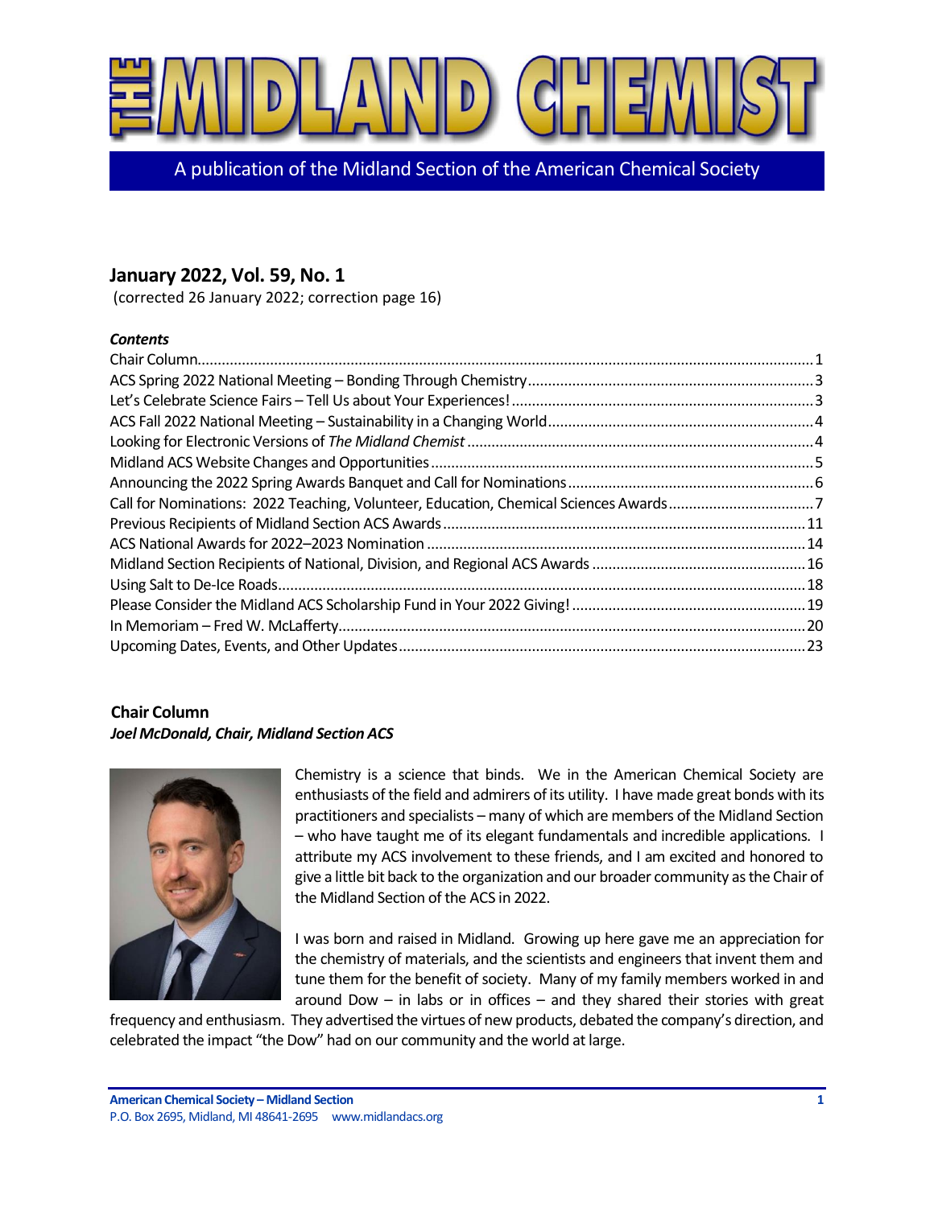# THE MIDLAND CHEMIST

A publication of the Midland Section of the American Chemical Society

## January 2022, Vol. 59, No. 1

(corrected 26 January 2022; correction page 16)

***Contents***

| | |
|---|---|
| Chair Column | 1 |
| ACS Spring 2022 National Meeting – Bonding Through Chemistry | 3 |
| Let's Celebrate Science Fairs – Tell Us about Your Experiences! | 3 |
| ACS Fall 2022 National Meeting – Sustainability in a Changing World | 4 |
| Looking for Electronic Versions of *The Midland Chemist* | 4 |
| Midland ACS Website Changes and Opportunities | 5 |
| Announcing the 2022 Spring Awards Banquet and Call for Nominations | 6 |
| Call for Nominations: 2022 Teaching, Volunteer, Education, Chemical Sciences Awards | 7 |
| Previous Recipients of Midland Section ACS Awards | 11 |
| ACS National Awards for 2022–2023 Nomination | 14 |
| Midland Section Recipients of National, Division, and Regional ACS Awards | 16 |
| Using Salt to De-Ice Roads | 18 |
| Please Consider the Midland ACS Scholarship Fund in Your 2022 Giving! | 19 |
| In Memoriam – Fred W. McLafferty | 20 |
| Upcoming Dates, Events, and Other Updates | 23 |

### Chair Column

***Joel McDonald, Chair, Midland Section ACS***

Chemistry is a science that binds. We in the American Chemical Society are enthusiasts of the field and admirers of its utility. I have made great bonds with its practitioners and specialists – many of which are members of the Midland Section – who have taught me of its elegant fundamentals and incredible applications. I attribute my ACS involvement to these friends, and I am excited and honored to give a little bit back to the organization and our broader community as the Chair of the Midland Section of the ACS in 2022.

I was born and raised in Midland. Growing up here gave me an appreciation for the chemistry of materials, and the scientists and engineers that invent them and tune them for the benefit of society. Many of my family members worked in and around Dow – in labs or in offices – and they shared their stories with great frequency and enthusiasm. They advertised the virtues of new products, debated the company's direction, and celebrated the impact "the Dow" had on our community and the world at large.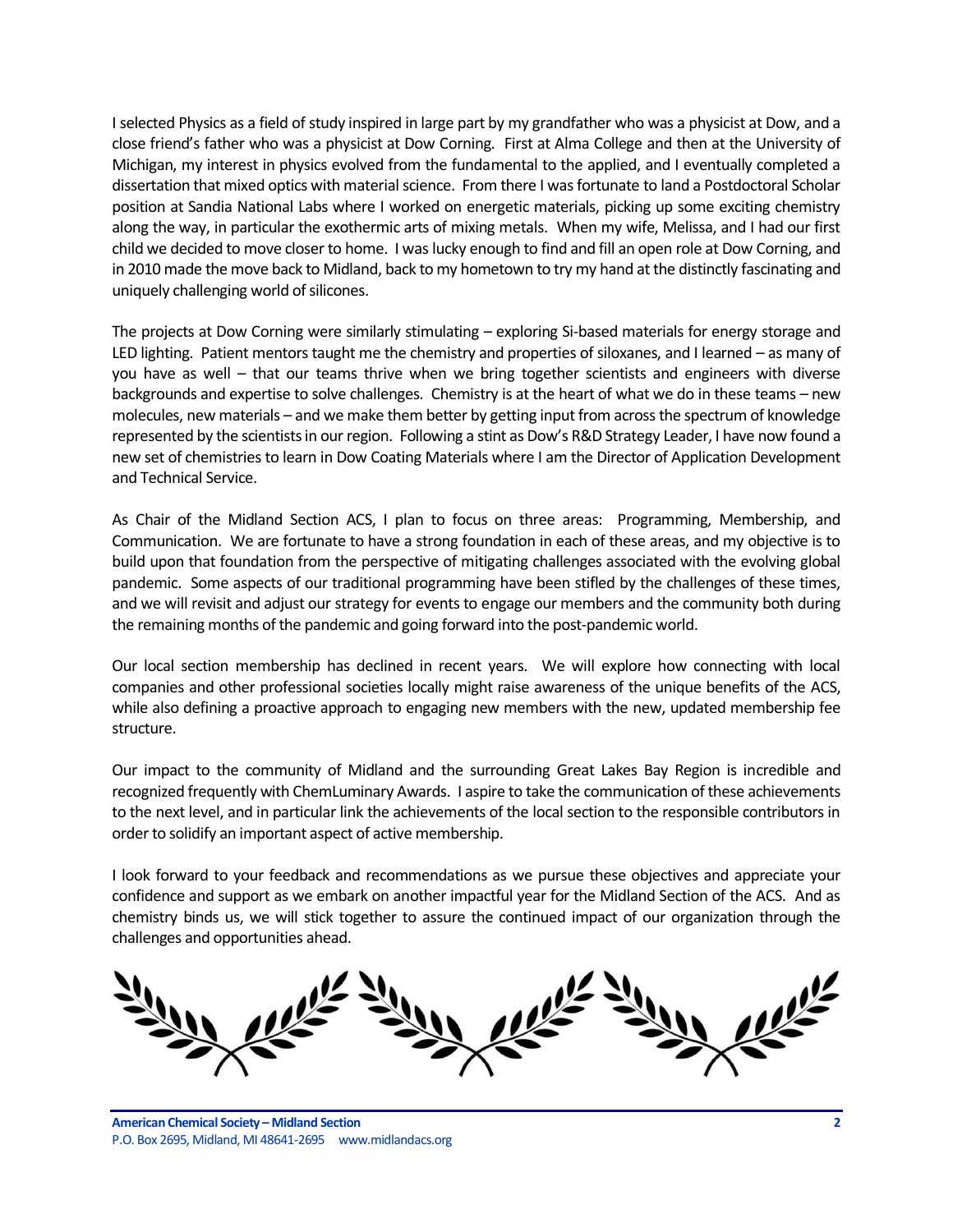I selected Physics as a field of study inspired in large part by my grandfather who was a physicist at Dow, and a close friend's father who was a physicist at Dow Corning. First at Alma College and then at the University of Michigan, my interest in physics evolved from the fundamental to the applied, and I eventually completed a dissertation that mixed optics with material science. From there I was fortunate to land a Postdoctoral Scholar position at Sandia National Labs where I worked on energetic materials, picking up some exciting chemistry along the way, in particular the exothermic arts of mixing metals. When my wife, Melissa, and I had our first child we decided to move closer to home. I was lucky enough to find and fill an open role at Dow Corning, and in 2010 made the move back to Midland, back to my hometown to try my hand at the distinctly fascinating and uniquely challenging world of silicones.

The projects at Dow Corning were similarly stimulating – exploring Si-based materials for energy storage and LED lighting. Patient mentors taught me the chemistry and properties of siloxanes, and I learned – as many of you have as well – that our teams thrive when we bring together scientists and engineers with diverse backgrounds and expertise to solve challenges. Chemistry is at the heart of what we do in these teams – new molecules, new materials – and we make them better by getting input from across the spectrum of knowledge represented by the scientists in our region. Following a stint as Dow's R&D Strategy Leader, I have now found a new set of chemistries to learn in Dow Coating Materials where I am the Director of Application Development and Technical Service.

As Chair of the Midland Section ACS, I plan to focus on three areas: Programming, Membership, and Communication. We are fortunate to have a strong foundation in each of these areas, and my objective is to build upon that foundation from the perspective of mitigating challenges associated with the evolving global pandemic. Some aspects of our traditional programming have been stifled by the challenges of these times, and we will revisit and adjust our strategy for events to engage our members and the community both during the remaining months of the pandemic and going forward into the post-pandemic world.

Our local section membership has declined in recent years. We will explore how connecting with local companies and other professional societies locally might raise awareness of the unique benefits of the ACS, while also defining a proactive approach to engaging new members with the new, updated membership fee structure.

Our impact to the community of Midland and the surrounding Great Lakes Bay Region is incredible and recognized frequently with ChemLuminary Awards. I aspire to take the communication of these achievements to the next level, and in particular link the achievements of the local section to the responsible contributors in order to solidify an important aspect of active membership.

I look forward to your feedback and recommendations as we pursue these objectives and appreciate your confidence and support as we embark on another impactful year for the Midland Section of the ACS. And as chemistry binds us, we will stick together to assure the continued impact of our organization through the challenges and opportunities ahead.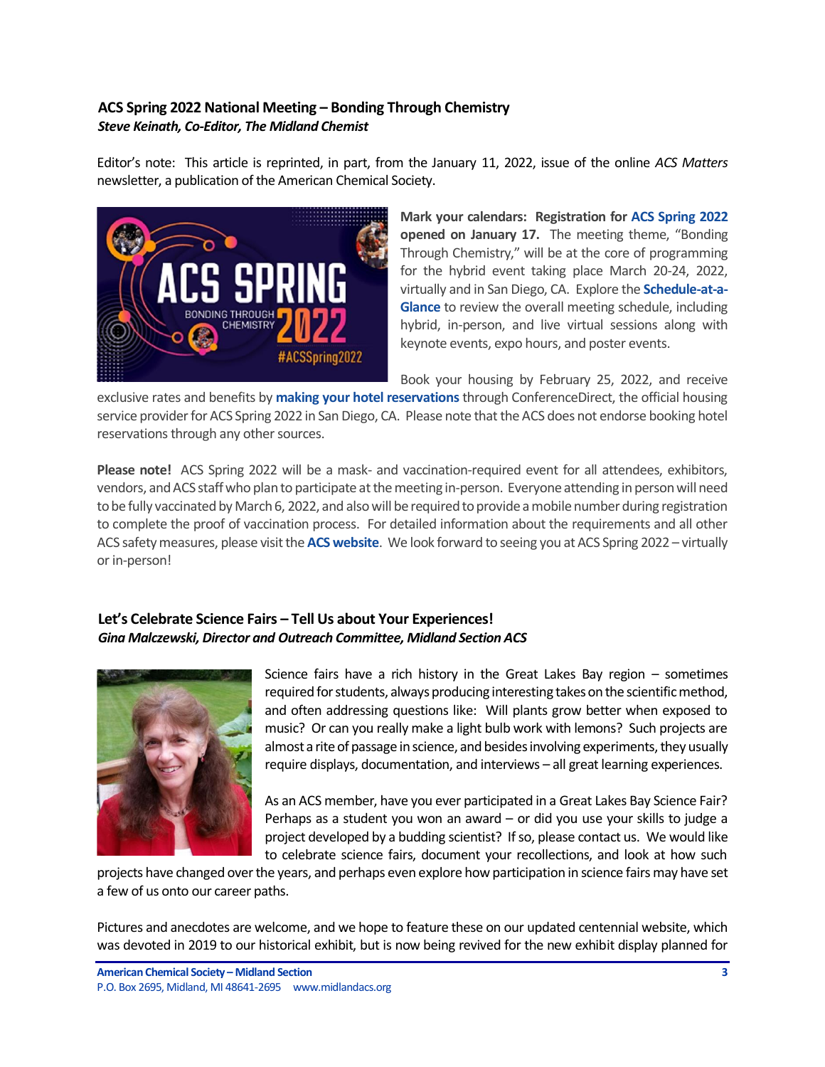### ACS Spring 2022 National Meeting – Bonding Through Chemistry

***Steve Keinath, Co-Editor, The Midland Chemist***

Editor's note: This article is reprinted, in part, from the January 11, 2022, issue of the online *ACS Matters* newsletter, a publication of the American Chemical Society.

**Mark your calendars: Registration for ACS Spring 2022 opened on January 17.** The meeting theme, "Bonding Through Chemistry," will be at the core of programming for the hybrid event taking place March 20-24, 2022, virtually and in San Diego, CA. Explore the **Schedule-at-a-Glance** to review the overall meeting schedule, including hybrid, in-person, and live virtual sessions along with keynote events, expo hours, and poster events.

Book your housing by February 25, 2022, and receive exclusive rates and benefits by **making your hotel reservations** through ConferenceDirect, the official housing service provider for ACS Spring 2022 in San Diego, CA. Please note that the ACS does not endorse booking hotel reservations through any other sources.

**Please note!** ACS Spring 2022 will be a mask- and vaccination-required event for all attendees, exhibitors, vendors, and ACS staff who plan to participate at the meeting in-person. Everyone attending in person will need to be fully vaccinated by March 6, 2022, and also will be required to provide a mobile number during registration to complete the proof of vaccination process. For detailed information about the requirements and all other ACS safety measures, please visit the **ACS website**. We look forward to seeing you at ACS Spring 2022 – virtually or in-person!

### Let's Celebrate Science Fairs – Tell Us about Your Experiences!

***Gina Malczewski, Director and Outreach Committee, Midland Section ACS***

Science fairs have a rich history in the Great Lakes Bay region – sometimes required for students, always producing interesting takes on the scientific method, and often addressing questions like: Will plants grow better when exposed to music? Or can you really make a light bulb work with lemons? Such projects are almost a rite of passage in science, and besides involving experiments, they usually require displays, documentation, and interviews – all great learning experiences.

As an ACS member, have you ever participated in a Great Lakes Bay Science Fair? Perhaps as a student you won an award – or did you use your skills to judge a project developed by a budding scientist? If so, please contact us. We would like to celebrate science fairs, document your recollections, and look at how such projects have changed over the years, and perhaps even explore how participation in science fairs may have set a few of us onto our career paths.

Pictures and anecdotes are welcome, and we hope to feature these on our updated centennial website, which was devoted in 2019 to our historical exhibit, but is now being revived for the new exhibit display planned for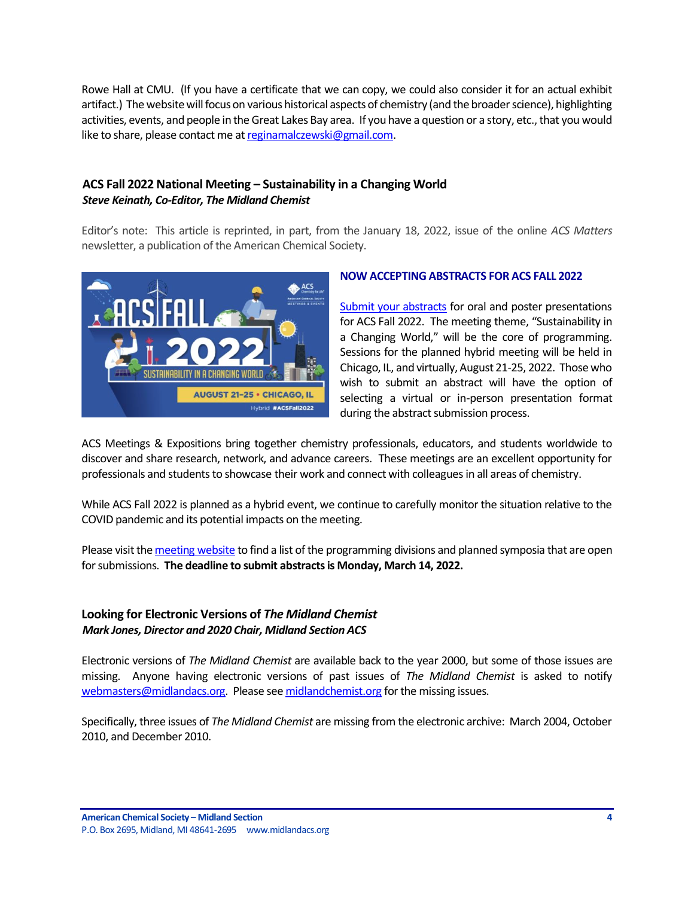Rowe Hall at CMU. (If you have a certificate that we can copy, we could also consider it for an actual exhibit artifact.) The website will focus on various historical aspects of chemistry (and the broader science), highlighting activities, events, and people in the Great Lakes Bay area. If you have a question or a story, etc., that you would like to share, please contact me at reginamalczewski@gmail.com.

## ACS Fall 2022 National Meeting – Sustainability in a Changing World

***Steve Keinath, Co-Editor, The Midland Chemist***

Editor's note: This article is reprinted, in part, from the January 18, 2022, issue of the online *ACS Matters* newsletter, a publication of the American Chemical Society.

**NOW ACCEPTING ABSTRACTS FOR ACS FALL 2022**

Submit your abstracts for oral and poster presentations for ACS Fall 2022. The meeting theme, "Sustainability in a Changing World," will be the core of programming. Sessions for the planned hybrid meeting will be held in Chicago, IL, and virtually, August 21-25, 2022. Those who wish to submit an abstract will have the option of selecting a virtual or in-person presentation format during the abstract submission process.

ACS Meetings & Expositions bring together chemistry professionals, educators, and students worldwide to discover and share research, network, and advance careers. These meetings are an excellent opportunity for professionals and students to showcase their work and connect with colleagues in all areas of chemistry.

While ACS Fall 2022 is planned as a hybrid event, we continue to carefully monitor the situation relative to the COVID pandemic and its potential impacts on the meeting.

Please visit the meeting website to find a list of the programming divisions and planned symposia that are open for submissions. **The deadline to submit abstracts is Monday, March 14, 2022.**

## Looking for Electronic Versions of *The Midland Chemist*

***Mark Jones, Director and 2020 Chair, Midland Section ACS***

Electronic versions of *The Midland Chemist* are available back to the year 2000, but some of those issues are missing. Anyone having electronic versions of past issues of *The Midland Chemist* is asked to notify webmasters@midlandacs.org. Please see midlandchemist.org for the missing issues.

Specifically, three issues of *The Midland Chemist* are missing from the electronic archive: March 2004, October 2010, and December 2010.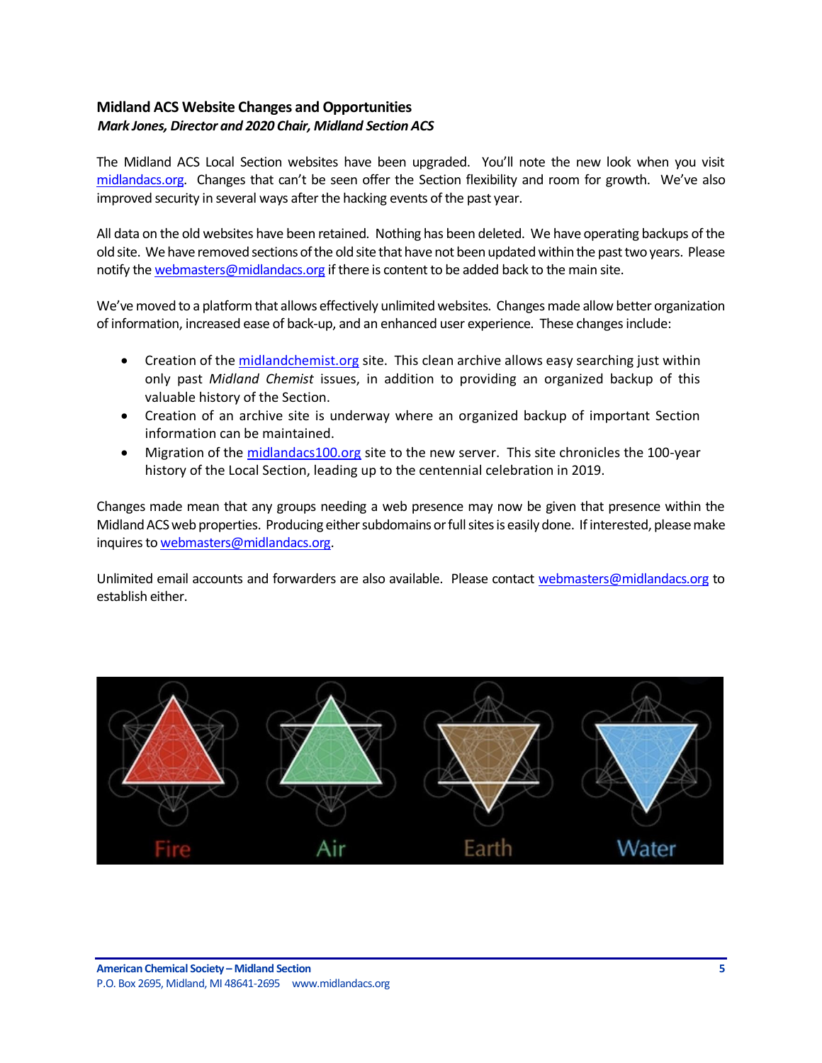### Midland ACS Website Changes and Opportunities

***Mark Jones, Director and 2020 Chair, Midland Section ACS***

The Midland ACS Local Section websites have been upgraded. You'll note the new look when you visit midlandacs.org. Changes that can't be seen offer the Section flexibility and room for growth. We've also improved security in several ways after the hacking events of the past year.

All data on the old websites have been retained. Nothing has been deleted. We have operating backups of the old site. We have removed sections of the old site that have not been updated within the past two years. Please notify the webmasters@midlandacs.org if there is content to be added back to the main site.

We've moved to a platform that allows effectively unlimited websites. Changes made allow better organization of information, increased ease of back-up, and an enhanced user experience. These changes include:

- Creation of the midlandchemist.org site. This clean archive allows easy searching just within only past *Midland Chemist* issues, in addition to providing an organized backup of this valuable history of the Section.
- Creation of an archive site is underway where an organized backup of important Section information can be maintained.
- Migration of the midlandacs100.org site to the new server. This site chronicles the 100-year history of the Local Section, leading up to the centennial celebration in 2019.

Changes made mean that any groups needing a web presence may now be given that presence within the Midland ACS web properties. Producing either subdomains or full sites is easily done. If interested, please make inquires to webmasters@midlandacs.org.

Unlimited email accounts and forwarders are also available. Please contact webmasters@midlandacs.org to establish either.

Fire Air Earth Water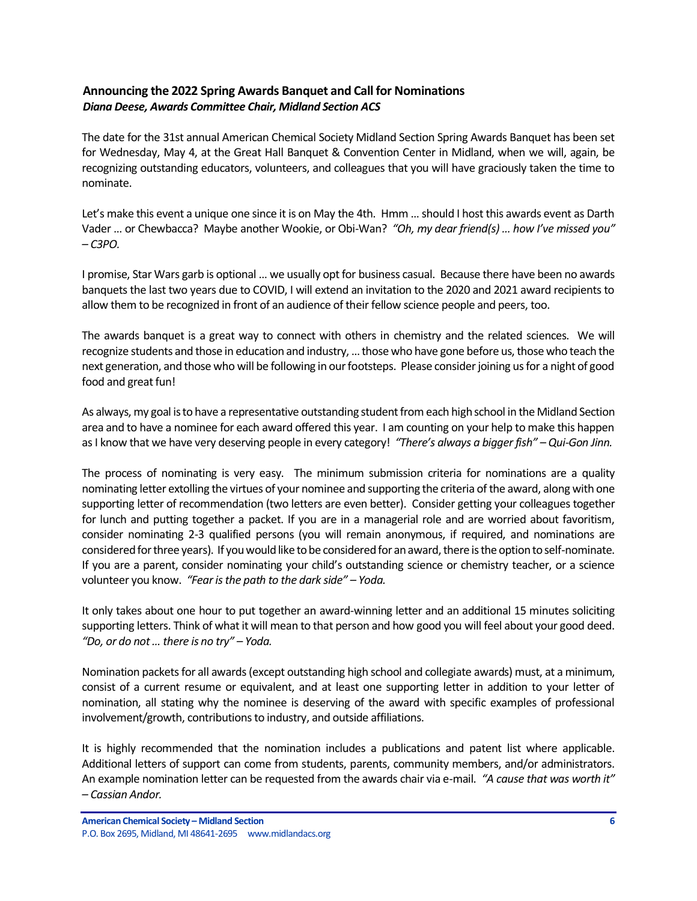### Announcing the 2022 Spring Awards Banquet and Call for Nominations

***Diana Deese, Awards Committee Chair, Midland Section ACS***

The date for the 31st annual American Chemical Society Midland Section Spring Awards Banquet has been set for Wednesday, May 4, at the Great Hall Banquet & Convention Center in Midland, when we will, again, be recognizing outstanding educators, volunteers, and colleagues that you will have graciously taken the time to nominate.

Let's make this event a unique one since it is on May the 4th. Hmm … should I host this awards event as Darth Vader … or Chewbacca? Maybe another Wookie, or Obi-Wan? *"Oh, my dear friend(s) … how I've missed you" – C3PO.*

I promise, Star Wars garb is optional … we usually opt for business casual. Because there have been no awards banquets the last two years due to COVID, I will extend an invitation to the 2020 and 2021 award recipients to allow them to be recognized in front of an audience of their fellow science people and peers, too.

The awards banquet is a great way to connect with others in chemistry and the related sciences. We will recognize students and those in education and industry, … those who have gone before us, those who teach the next generation, and those who will be following in our footsteps. Please consider joining us for a night of good food and great fun!

As always, my goal is to have a representative outstanding student from each high school in the Midland Section area and to have a nominee for each award offered this year. I am counting on your help to make this happen as I know that we have very deserving people in every category! *"There's always a bigger fish" – Qui-Gon Jinn.*

The process of nominating is very easy. The minimum submission criteria for nominations are a quality nominating letter extolling the virtues of your nominee and supporting the criteria of the award, along with one supporting letter of recommendation (two letters are even better). Consider getting your colleagues together for lunch and putting together a packet. If you are in a managerial role and are worried about favoritism, consider nominating 2-3 qualified persons (you will remain anonymous, if required, and nominations are considered for three years). If you would like to be considered for an award, there is the option to self-nominate. If you are a parent, consider nominating your child's outstanding science or chemistry teacher, or a science volunteer you know. *"Fear is the path to the dark side" – Yoda.*

It only takes about one hour to put together an award-winning letter and an additional 15 minutes soliciting supporting letters. Think of what it will mean to that person and how good you will feel about your good deed. *"Do, or do not … there is no try" – Yoda.*

Nomination packets for all awards (except outstanding high school and collegiate awards) must, at a minimum, consist of a current resume or equivalent, and at least one supporting letter in addition to your letter of nomination, all stating why the nominee is deserving of the award with specific examples of professional involvement/growth, contributions to industry, and outside affiliations.

It is highly recommended that the nomination includes a publications and patent list where applicable. Additional letters of support can come from students, parents, community members, and/or administrators. An example nomination letter can be requested from the awards chair via e-mail. *"A cause that was worth it" – Cassian Andor.*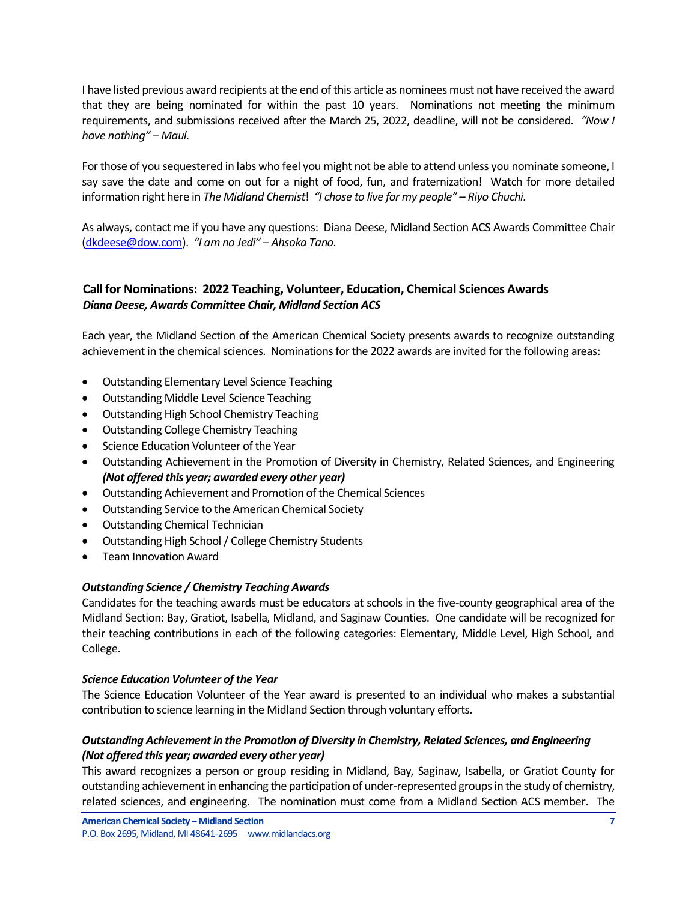I have listed previous award recipients at the end of this article as nominees must not have received the award that they are being nominated for within the past 10 years. Nominations not meeting the minimum requirements, and submissions received after the March 25, 2022, deadline, will not be considered. *"Now I have nothing" – Maul.*

For those of you sequestered in labs who feel you might not be able to attend unless you nominate someone, I say save the date and come on out for a night of food, fun, and fraternization! Watch for more detailed information right here in *The Midland Chemist*! *"I chose to live for my people" – Riyo Chuchi.*

As always, contact me if you have any questions: Diana Deese, Midland Section ACS Awards Committee Chair (dkdeese@dow.com). *"I am no Jedi" – Ahsoka Tano.*

## Call for Nominations: 2022 Teaching, Volunteer, Education, Chemical Sciences Awards

***Diana Deese, Awards Committee Chair, Midland Section ACS***

Each year, the Midland Section of the American Chemical Society presents awards to recognize outstanding achievement in the chemical sciences. Nominations for the 2022 awards are invited for the following areas:

- Outstanding Elementary Level Science Teaching
- Outstanding Middle Level Science Teaching
- Outstanding High School Chemistry Teaching
- Outstanding College Chemistry Teaching
- Science Education Volunteer of the Year
- Outstanding Achievement in the Promotion of Diversity in Chemistry, Related Sciences, and Engineering ***(Not offered this year; awarded every other year)***
- Outstanding Achievement and Promotion of the Chemical Sciences
- Outstanding Service to the American Chemical Society
- Outstanding Chemical Technician
- Outstanding High School / College Chemistry Students
- Team Innovation Award

### *Outstanding Science / Chemistry Teaching Awards*

Candidates for the teaching awards must be educators at schools in the five-county geographical area of the Midland Section: Bay, Gratiot, Isabella, Midland, and Saginaw Counties. One candidate will be recognized for their teaching contributions in each of the following categories: Elementary, Middle Level, High School, and College.

### *Science Education Volunteer of the Year*

The Science Education Volunteer of the Year award is presented to an individual who makes a substantial contribution to science learning in the Midland Section through voluntary efforts.

### *Outstanding Achievement in the Promotion of Diversity in Chemistry, Related Sciences, and Engineering (Not offered this year; awarded every other year)*

This award recognizes a person or group residing in Midland, Bay, Saginaw, Isabella, or Gratiot County for outstanding achievement in enhancing the participation of under-represented groups in the study of chemistry, related sciences, and engineering. The nomination must come from a Midland Section ACS member. The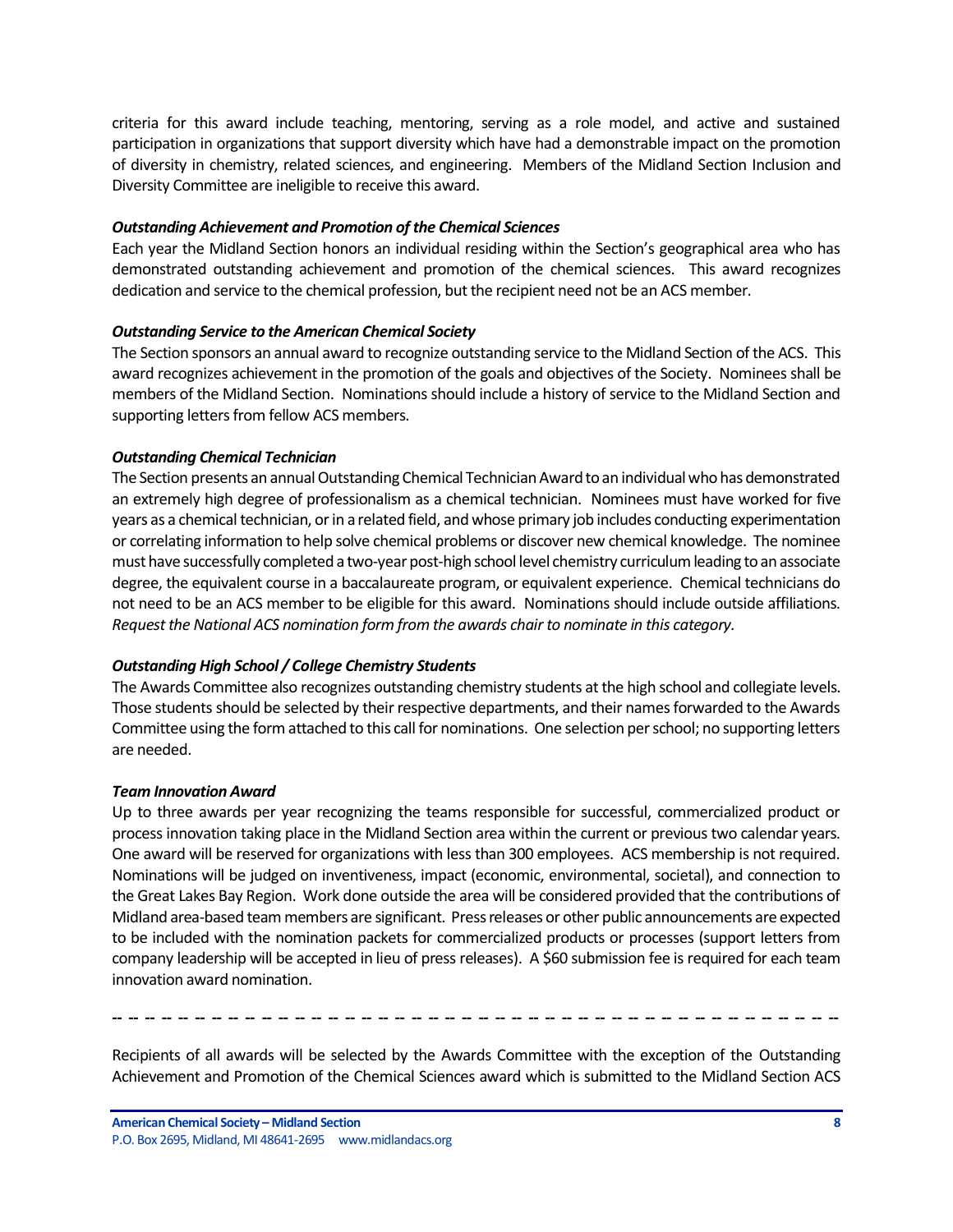criteria for this award include teaching, mentoring, serving as a role model, and active and sustained participation in organizations that support diversity which have had a demonstrable impact on the promotion of diversity in chemistry, related sciences, and engineering. Members of the Midland Section Inclusion and Diversity Committee are ineligible to receive this award.

***Outstanding Achievement and Promotion of the Chemical Sciences***

Each year the Midland Section honors an individual residing within the Section's geographical area who has demonstrated outstanding achievement and promotion of the chemical sciences. This award recognizes dedication and service to the chemical profession, but the recipient need not be an ACS member.

***Outstanding Service to the American Chemical Society***

The Section sponsors an annual award to recognize outstanding service to the Midland Section of the ACS. This award recognizes achievement in the promotion of the goals and objectives of the Society. Nominees shall be members of the Midland Section. Nominations should include a history of service to the Midland Section and supporting letters from fellow ACS members.

***Outstanding Chemical Technician***

The Section presents an annual Outstanding Chemical Technician Award to an individual who has demonstrated an extremely high degree of professionalism as a chemical technician. Nominees must have worked for five years as a chemical technician, or in a related field, and whose primary job includes conducting experimentation or correlating information to help solve chemical problems or discover new chemical knowledge. The nominee must have successfully completed a two-year post-high school level chemistry curriculum leading to an associate degree, the equivalent course in a baccalaureate program, or equivalent experience. Chemical technicians do not need to be an ACS member to be eligible for this award. Nominations should include outside affiliations. *Request the National ACS nomination form from the awards chair to nominate in this category.*

***Outstanding High School / College Chemistry Students***

The Awards Committee also recognizes outstanding chemistry students at the high school and collegiate levels. Those students should be selected by their respective departments, and their names forwarded to the Awards Committee using the form attached to this call for nominations. One selection per school; no supporting letters are needed.

***Team Innovation Award***

Up to three awards per year recognizing the teams responsible for successful, commercialized product or process innovation taking place in the Midland Section area within the current or previous two calendar years. One award will be reserved for organizations with less than 300 employees. ACS membership is not required. Nominations will be judged on inventiveness, impact (economic, environmental, societal), and connection to the Great Lakes Bay Region. Work done outside the area will be considered provided that the contributions of Midland area-based team members are significant. Press releases or other public announcements are expected to be included with the nomination packets for commercialized products or processes (support letters from company leadership will be accepted in lieu of press releases). A $60 submission fee is required for each team innovation award nomination.

-- -- -- -- -- -- -- -- -- -- -- -- -- -- -- -- -- -- -- -- -- -- -- -- -- -- -- -- -- -- -- -- -- -- -- -- -- -- -- -- -- -- -- -- --

Recipients of all awards will be selected by the Awards Committee with the exception of the Outstanding Achievement and Promotion of the Chemical Sciences award which is submitted to the Midland Section ACS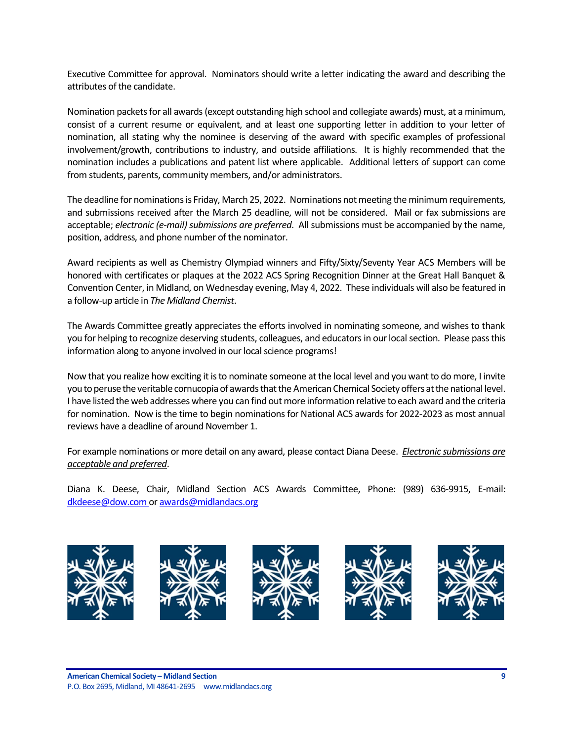Executive Committee for approval. Nominators should write a letter indicating the award and describing the attributes of the candidate.

Nomination packets for all awards (except outstanding high school and collegiate awards) must, at a minimum, consist of a current resume or equivalent, and at least one supporting letter in addition to your letter of nomination, all stating why the nominee is deserving of the award with specific examples of professional involvement/growth, contributions to industry, and outside affiliations. It is highly recommended that the nomination includes a publications and patent list where applicable. Additional letters of support can come from students, parents, community members, and/or administrators.

The deadline for nominations is Friday, March 25, 2022. Nominations not meeting the minimum requirements, and submissions received after the March 25 deadline, will not be considered. Mail or fax submissions are acceptable; *electronic (e-mail) submissions are preferred*. All submissions must be accompanied by the name, position, address, and phone number of the nominator.

Award recipients as well as Chemistry Olympiad winners and Fifty/Sixty/Seventy Year ACS Members will be honored with certificates or plaques at the 2022 ACS Spring Recognition Dinner at the Great Hall Banquet & Convention Center, in Midland, on Wednesday evening, May 4, 2022. These individuals will also be featured in a follow-up article in *The Midland Chemist*.

The Awards Committee greatly appreciates the efforts involved in nominating someone, and wishes to thank you for helping to recognize deserving students, colleagues, and educators in our local section. Please pass this information along to anyone involved in our local science programs!

Now that you realize how exciting it is to nominate someone at the local level and you want to do more, I invite you to peruse the veritable cornucopia of awards that the American Chemical Society offers at the national level. I have listed the web addresses where you can find out more information relative to each award and the criteria for nomination. Now is the time to begin nominations for National ACS awards for 2022-2023 as most annual reviews have a deadline of around November 1.

For example nominations or more detail on any award, please contact Diana Deese. ***Electronic submissions are acceptable and preferred***.

Diana K. Deese, Chair, Midland Section ACS Awards Committee, Phone: (989) 636-9915, E-mail: dkdeese@dow.com or awards@midlandacs.org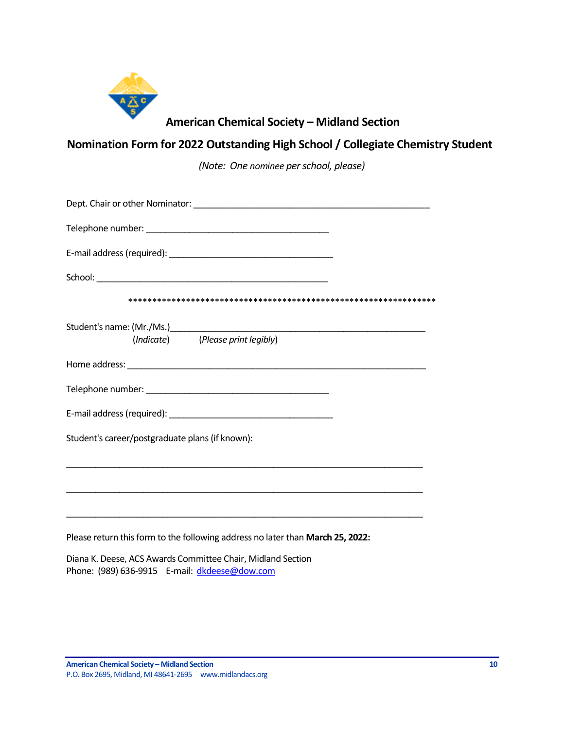## American Chemical Society – Midland Section

## Nomination Form for 2022 Outstanding High School / Collegiate Chemistry Student

*(Note: One nominee per school, please)*

Dept. Chair or other Nominator: ____________________________________________

Telephone number: ___________________________________

E-mail address (required): _______________________________

School: ____________________________________________

***************************************************************

Student's name: (Mr./Ms.)_____________________________________________
(*Indicate*) (*Please print legibly*)

Home address: ________________________________________________________

Telephone number: ___________________________________

E-mail address (required): _______________________________

Student's career/postgraduate plans (if known):

___________________________________________________________________

___________________________________________________________________

___________________________________________________________________

Please return this form to the following address no later than **March 25, 2022:**

Diana K. Deese, ACS Awards Committee Chair, Midland Section
Phone: (989) 636-9915 E-mail: dkdeese@dow.com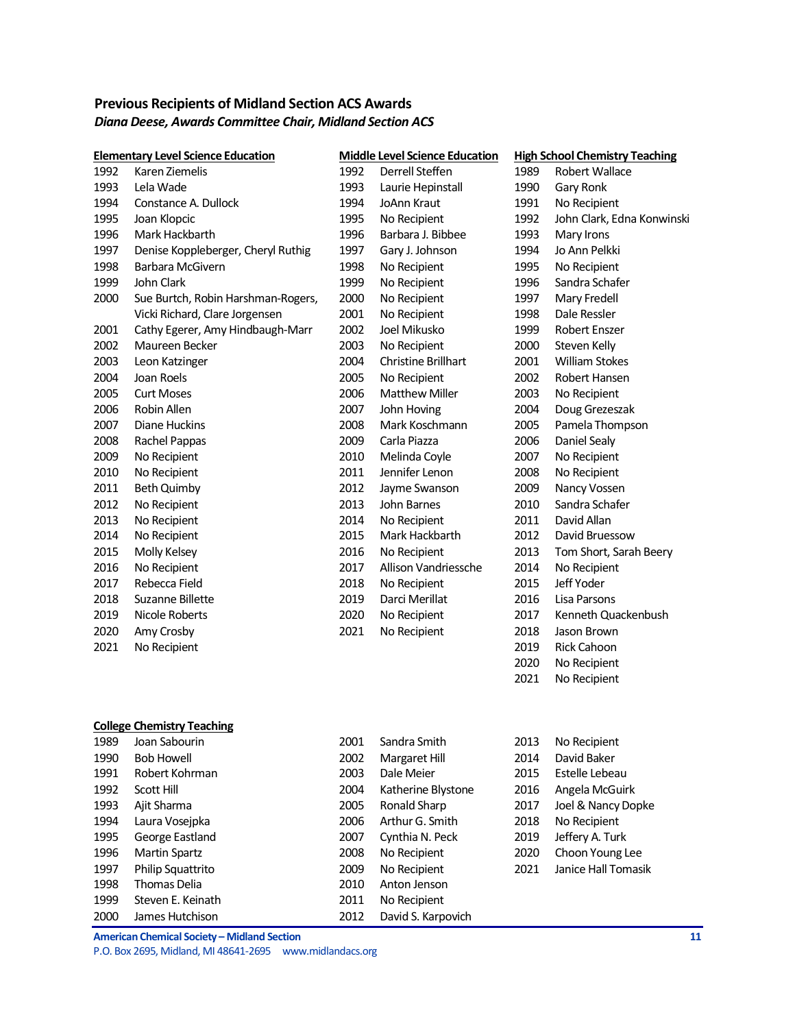## Previous Recipients of Midland Section ACS Awards

***Diana Deese, Awards Committee Chair, Midland Section ACS***

**Elementary Level Science Education**

| | |
|---|---|
| 1992 | Karen Ziemelis |
| 1993 | Lela Wade |
| 1994 | Constance A. Dullock |
| 1995 | Joan Klopcic |
| 1996 | Mark Hackbarth |
| 1997 | Denise Koppleberger, Cheryl Ruthig |
| 1998 | Barbara McGivern |
| 1999 | John Clark |
| 2000 | Sue Burtch, Robin Harshman-Rogers, Vicki Richard, Clare Jorgensen |
| 2001 | Cathy Egerer, Amy Hindbaugh-Marr |
| 2002 | Maureen Becker |
| 2003 | Leon Katzinger |
| 2004 | Joan Roels |
| 2005 | Curt Moses |
| 2006 | Robin Allen |
| 2007 | Diane Huckins |
| 2008 | Rachel Pappas |
| 2009 | No Recipient |
| 2010 | No Recipient |
| 2011 | Beth Quimby |
| 2012 | No Recipient |
| 2013 | No Recipient |
| 2014 | No Recipient |
| 2015 | Molly Kelsey |
| 2016 | No Recipient |
| 2017 | Rebecca Field |
| 2018 | Suzanne Billette |
| 2019 | Nicole Roberts |
| 2020 | Amy Crosby |
| 2021 | No Recipient |

**Middle Level Science Education**

| | |
|---|---|
| 1992 | Derrell Steffen |
| 1993 | Laurie Hepinstall |
| 1994 | JoAnn Kraut |
| 1995 | No Recipient |
| 1996 | Barbara J. Bibbee |
| 1997 | Gary J. Johnson |
| 1998 | No Recipient |
| 1999 | No Recipient |
| 2000 | No Recipient |
| 2001 | No Recipient |
| 2002 | Joel Mikusko |
| 2003 | No Recipient |
| 2004 | Christine Brillhart |
| 2005 | No Recipient |
| 2006 | Matthew Miller |
| 2007 | John Hoving |
| 2008 | Mark Koschmann |
| 2009 | Carla Piazza |
| 2010 | Melinda Coyle |
| 2011 | Jennifer Lenon |
| 2012 | Jayme Swanson |
| 2013 | John Barnes |
| 2014 | No Recipient |
| 2015 | Mark Hackbarth |
| 2016 | No Recipient |
| 2017 | Allison Vandriessche |
| 2018 | No Recipient |
| 2019 | Darci Merillat |
| 2020 | No Recipient |
| 2021 | No Recipient |

**High School Chemistry Teaching**

| | |
|---|---|
| 1989 | Robert Wallace |
| 1990 | Gary Ronk |
| 1991 | No Recipient |
| 1992 | John Clark, Edna Konwinski |
| 1993 | Mary Irons |
| 1994 | Jo Ann Pelkki |
| 1995 | No Recipient |
| 1996 | Sandra Schafer |
| 1997 | Mary Fredell |
| 1998 | Dale Ressler |
| 1999 | Robert Enszer |
| 2000 | Steven Kelly |
| 2001 | William Stokes |
| 2002 | Robert Hansen |
| 2003 | No Recipient |
| 2004 | Doug Grezeszak |
| 2005 | Pamela Thompson |
| 2006 | Daniel Sealy |
| 2007 | No Recipient |
| 2008 | No Recipient |
| 2009 | Nancy Vossen |
| 2010 | Sandra Schafer |
| 2011 | David Allan |
| 2012 | David Bruessow |
| 2013 | Tom Short, Sarah Beery |
| 2014 | No Recipient |
| 2015 | Jeff Yoder |
| 2016 | Lisa Parsons |
| 2017 | Kenneth Quackenbush |
| 2018 | Jason Brown |
| 2019 | Rick Cahoon |
| 2020 | No Recipient |
| 2021 | No Recipient |

**College Chemistry Teaching**

| | |
|---|---|
| 1989 | Joan Sabourin |
| 1990 | Bob Howell |
| 1991 | Robert Kohrman |
| 1992 | Scott Hill |
| 1993 | Ajit Sharma |
| 1994 | Laura Vosejpka |
| 1995 | George Eastland |
| 1996 | Martin Spartz |
| 1997 | Philip Squattrito |
| 1998 | Thomas Delia |
| 1999 | Steven E. Keinath |
| 2000 | James Hutchison |
| 2001 | Sandra Smith |
| 2002 | Margaret Hill |
| 2003 | Dale Meier |
| 2004 | Katherine Blystone |
| 2005 | Ronald Sharp |
| 2006 | Arthur G. Smith |
| 2007 | Cynthia N. Peck |
| 2008 | No Recipient |
| 2009 | No Recipient |
| 2010 | Anton Jenson |
| 2011 | No Recipient |
| 2012 | David S. Karpovich |
| 2013 | No Recipient |
| 2014 | David Baker |
| 2015 | Estelle Lebeau |
| 2016 | Angela McGuirk |
| 2017 | Joel & Nancy Dopke |
| 2018 | No Recipient |
| 2019 | Jeffery A. Turk |
| 2020 | Choon Young Lee |
| 2021 | Janice Hall Tomasik |

**American Chemical Society – Midland Section**
P.O. Box 2695, Midland, MI 48641-2695 www.midlandacs.org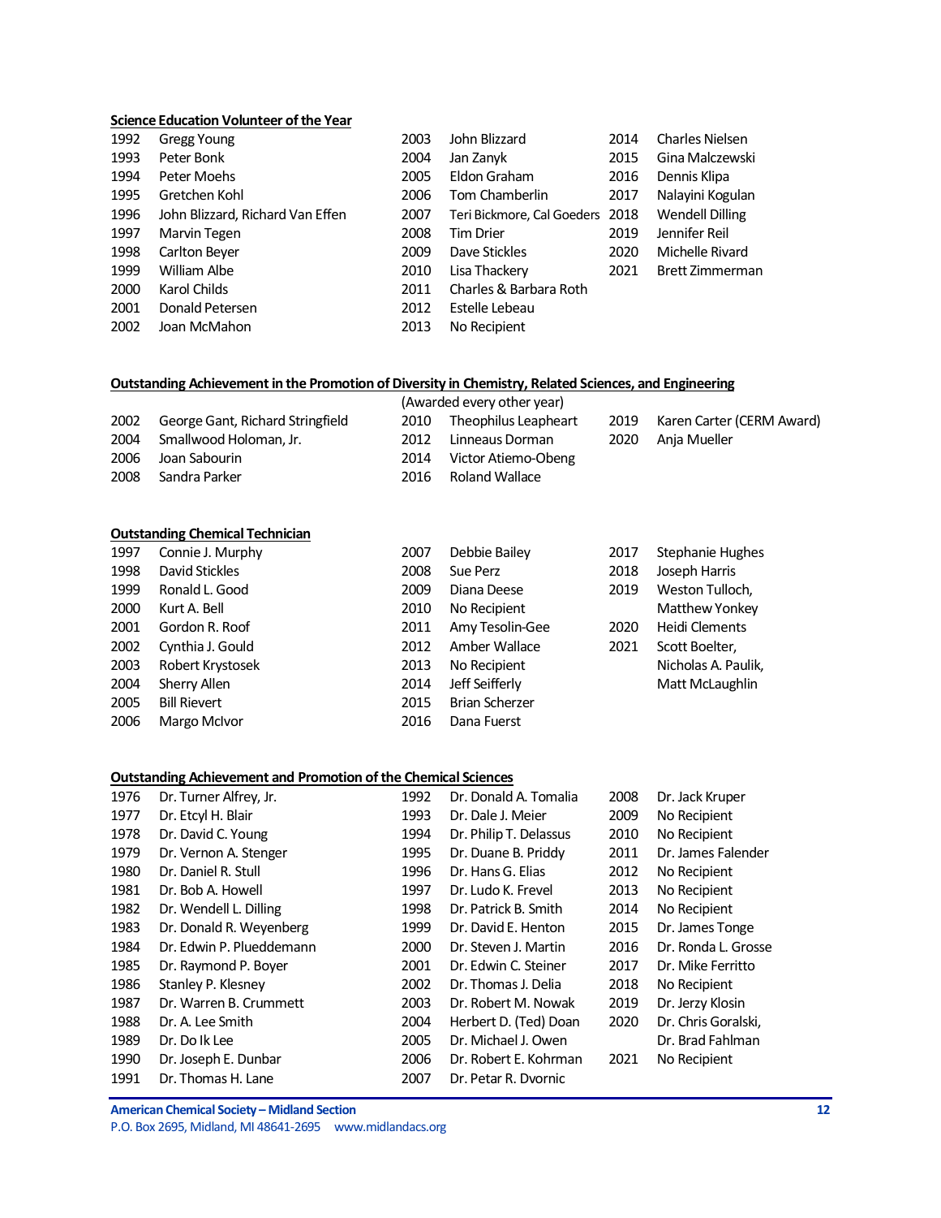**Science Education Volunteer of the Year**

| | | | | | |
|---|---|---|---|---|---|
| 1992 | Gregg Young | 2003 | John Blizzard | 2014 | Charles Nielsen |
| 1993 | Peter Bonk | 2004 | Jan Zanyk | 2015 | Gina Malczewski |
| 1994 | Peter Moehs | 2005 | Eldon Graham | 2016 | Dennis Klipa |
| 1995 | Gretchen Kohl | 2006 | Tom Chamberlin | 2017 | Nalayini Kogulan |
| 1996 | John Blizzard, Richard Van Effen | 2007 | Teri Bickmore, Cal Goeders | 2018 | Wendell Dilling |
| 1997 | Marvin Tegen | 2008 | Tim Drier | 2019 | Jennifer Reil |
| 1998 | Carlton Beyer | 2009 | Dave Stickles | 2020 | Michelle Rivard |
| 1999 | William Albe | 2010 | Lisa Thackery | 2021 | Brett Zimmerman |
| 2000 | Karol Childs | 2011 | Charles & Barbara Roth | | |
| 2001 | Donald Petersen | 2012 | Estelle Lebeau | | |
| 2002 | Joan McMahon | 2013 | No Recipient | | |

**Outstanding Achievement in the Promotion of Diversity in Chemistry, Related Sciences, and Engineering**

(Awarded every other year)

| | | | | | |
|---|---|---|---|---|---|
| 2002 | George Gant, Richard Stringfield | 2010 | Theophilus Leapheart | 2019 | Karen Carter (CERM Award) |
| 2004 | Smallwood Holoman, Jr. | 2012 | Linneaus Dorman | 2020 | Anja Mueller |
| 2006 | Joan Sabourin | 2014 | Victor Atiemo-Obeng | | |
| 2008 | Sandra Parker | 2016 | Roland Wallace | | |

**Outstanding Chemical Technician**

| | | | | | |
|---|---|---|---|---|---|
| 1997 | Connie J. Murphy | 2007 | Debbie Bailey | 2017 | Stephanie Hughes |
| 1998 | David Stickles | 2008 | Sue Perz | 2018 | Joseph Harris |
| 1999 | Ronald L. Good | 2009 | Diana Deese | 2019 | Weston Tulloch, Matthew Yonkey |
| 2000 | Kurt A. Bell | 2010 | No Recipient | 2020 | Heidi Clements |
| 2001 | Gordon R. Roof | 2011 | Amy Tesolin-Gee | 2021 | Scott Boelter, Nicholas A. Paulik, Matt McLaughlin |
| 2002 | Cynthia J. Gould | 2012 | Amber Wallace | | |
| 2003 | Robert Krystosek | 2013 | No Recipient | | |
| 2004 | Sherry Allen | 2014 | Jeff Seifferly | | |
| 2005 | Bill Rievert | 2015 | Brian Scherzer | | |
| 2006 | Margo McIvor | 2016 | Dana Fuerst | | |

**Outstanding Achievement and Promotion of the Chemical Sciences**

| | | | | | |
|---|---|---|---|---|---|
| 1976 | Dr. Turner Alfrey, Jr. | 1992 | Dr. Donald A. Tomalia | 2008 | Dr. Jack Kruper |
| 1977 | Dr. Etcyl H. Blair | 1993 | Dr. Dale J. Meier | 2009 | No Recipient |
| 1978 | Dr. David C. Young | 1994 | Dr. Philip T. Delassus | 2010 | No Recipient |
| 1979 | Dr. Vernon A. Stenger | 1995 | Dr. Duane B. Priddy | 2011 | Dr. James Falender |
| 1980 | Dr. Daniel R. Stull | 1996 | Dr. Hans G. Elias | 2012 | No Recipient |
| 1981 | Dr. Bob A. Howell | 1997 | Dr. Ludo K. Frevel | 2013 | No Recipient |
| 1982 | Dr. Wendell L. Dilling | 1998 | Dr. Patrick B. Smith | 2014 | No Recipient |
| 1983 | Dr. Donald R. Weyenberg | 1999 | Dr. David E. Henton | 2015 | Dr. James Tonge |
| 1984 | Dr. Edwin P. Plueddemann | 2000 | Dr. Steven J. Martin | 2016 | Dr. Ronda L. Grosse |
| 1985 | Dr. Raymond P. Boyer | 2001 | Dr. Edwin C. Steiner | 2017 | Dr. Mike Ferritto |
| 1986 | Stanley P. Klesney | 2002 | Dr. Thomas J. Delia | 2018 | No Recipient |
| 1987 | Dr. Warren B. Crummett | 2003 | Dr. Robert M. Nowak | 2019 | Dr. Jerzy Klosin |
| 1988 | Dr. A. Lee Smith | 2004 | Herbert D. (Ted) Doan | 2020 | Dr. Chris Goralski, Dr. Brad Fahlman |
| 1989 | Dr. Do Ik Lee | 2005 | Dr. Michael J. Owen | | |
| 1990 | Dr. Joseph E. Dunbar | 2006 | Dr. Robert E. Kohrman | 2021 | No Recipient |
| 1991 | Dr. Thomas H. Lane | 2007 | Dr. Petar R. Dvornic | | |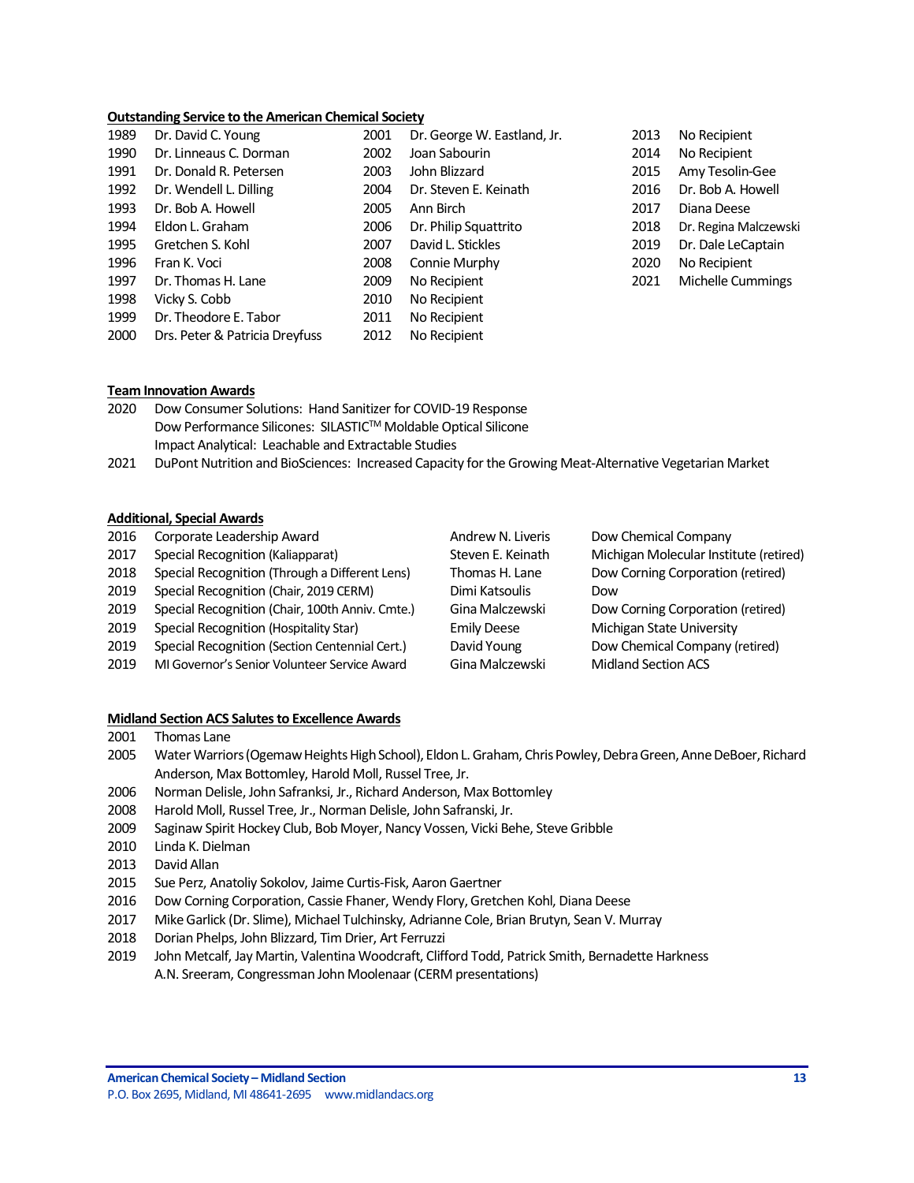**Outstanding Service to the American Chemical Society**

| | |
|---|---|
| 1989 | Dr. David C. Young |
| 1990 | Dr. Linneaus C. Dorman |
| 1991 | Dr. Donald R. Petersen |
| 1992 | Dr. Wendell L. Dilling |
| 1993 | Dr. Bob A. Howell |
| 1994 | Eldon L. Graham |
| 1995 | Gretchen S. Kohl |
| 1996 | Fran K. Voci |
| 1997 | Dr. Thomas H. Lane |
| 1998 | Vicky S. Cobb |
| 1999 | Dr. Theodore E. Tabor |
| 2000 | Drs. Peter & Patricia Dreyfuss |
| 2001 | Dr. George W. Eastland, Jr. |
| 2002 | Joan Sabourin |
| 2003 | John Blizzard |
| 2004 | Dr. Steven E. Keinath |
| 2005 | Ann Birch |
| 2006 | Dr. Philip Squattrito |
| 2007 | David L. Stickles |
| 2008 | Connie Murphy |
| 2009 | No Recipient |
| 2010 | No Recipient |
| 2011 | No Recipient |
| 2012 | No Recipient |
| 2013 | No Recipient |
| 2014 | No Recipient |
| 2015 | Amy Tesolin-Gee |
| 2016 | Dr. Bob A. Howell |
| 2017 | Diana Deese |
| 2018 | Dr. Regina Malczewski |
| 2019 | Dr. Dale LeCaptain |
| 2020 | No Recipient |
| 2021 | Michelle Cummings |

**Team Innovation Awards**

2020 Dow Consumer Solutions: Hand Sanitizer for COVID-19 Response
Dow Performance Silicones: SILASTIC™ Moldable Optical Silicone
Impact Analytical: Leachable and Extractable Studies

2021 DuPont Nutrition and BioSciences: Increased Capacity for the Growing Meat-Alternative Vegetarian Market

**Additional, Special Awards**

| | | | |
|---|---|---|---|
| 2016 | Corporate Leadership Award | Andrew N. Liveris | Dow Chemical Company |
| 2017 | Special Recognition (Kaliapparat) | Steven E. Keinath | Michigan Molecular Institute (retired) |
| 2018 | Special Recognition (Through a Different Lens) | Thomas H. Lane | Dow Corning Corporation (retired) |
| 2019 | Special Recognition (Chair, 2019 CERM) | Dimi Katsoulis | Dow |
| 2019 | Special Recognition (Chair, 100th Anniv. Cmte.) | Gina Malczewski | Dow Corning Corporation (retired) |
| 2019 | Special Recognition (Hospitality Star) | Emily Deese | Michigan State University |
| 2019 | Special Recognition (Section Centennial Cert.) | David Young | Dow Chemical Company (retired) |
| 2019 | MI Governor's Senior Volunteer Service Award | Gina Malczewski | Midland Section ACS |

**Midland Section ACS Salutes to Excellence Awards**

2001 Thomas Lane

2005 Water Warriors (Ogemaw Heights High School), Eldon L. Graham, Chris Powley, Debra Green, Anne DeBoer, Richard Anderson, Max Bottomley, Harold Moll, Russel Tree, Jr.

2006 Norman Delisle, John Safranksi, Jr., Richard Anderson, Max Bottomley

2008 Harold Moll, Russel Tree, Jr., Norman Delisle, John Safranski, Jr.

2009 Saginaw Spirit Hockey Club, Bob Moyer, Nancy Vossen, Vicki Behe, Steve Gribble

2010 Linda K. Dielman

2013 David Allan

2015 Sue Perz, Anatoliy Sokolov, Jaime Curtis-Fisk, Aaron Gaertner

2016 Dow Corning Corporation, Cassie Fhaner, Wendy Flory, Gretchen Kohl, Diana Deese

2017 Mike Garlick (Dr. Slime), Michael Tulchinsky, Adrianne Cole, Brian Brutyn, Sean V. Murray

2018 Dorian Phelps, John Blizzard, Tim Drier, Art Ferruzzi

2019 John Metcalf, Jay Martin, Valentina Woodcraft, Clifford Todd, Patrick Smith, Bernadette Harkness
A.N. Sreeram, Congressman John Moolenaar (CERM presentations)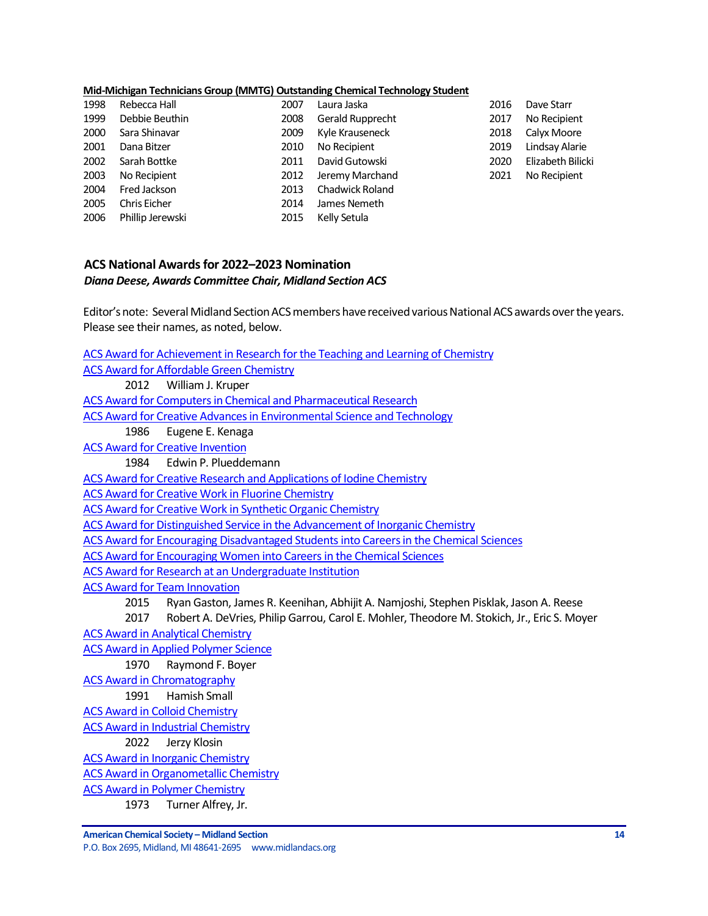**Mid-Michigan Technicians Group (MMTG) Outstanding Chemical Technology Student**

| | |
|---|---|
| 1998 | Rebecca Hall |
| 1999 | Debbie Beuthin |
| 2000 | Sara Shinavar |
| 2001 | Dana Bitzer |
| 2002 | Sarah Bottke |
| 2003 | No Recipient |
| 2004 | Fred Jackson |
| 2005 | Chris Eicher |
| 2006 | Phillip Jerewski |
| 2007 | Laura Jaska |
| 2008 | Gerald Rupprecht |
| 2009 | Kyle Krauseneck |
| 2010 | No Recipient |
| 2011 | David Gutowski |
| 2012 | Jeremy Marchand |
| 2013 | Chadwick Roland |
| 2014 | James Nemeth |
| 2015 | Kelly Setula |
| 2016 | Dave Starr |
| 2017 | No Recipient |
| 2018 | Calyx Moore |
| 2019 | Lindsay Alarie |
| 2020 | Elizabeth Bilicki |
| 2021 | No Recipient |

## ACS National Awards for 2022–2023 Nomination

***Diana Deese, Awards Committee Chair, Midland Section ACS***

Editor's note: Several Midland Section ACS members have received various National ACS awards over the years. Please see their names, as noted, below.

ACS Award for Achievement in Research for the Teaching and Learning of Chemistry

ACS Award for Affordable Green Chemistry

- 2012 William J. Kruper

ACS Award for Computers in Chemical and Pharmaceutical Research

ACS Award for Creative Advances in Environmental Science and Technology

- 1986 Eugene E. Kenaga

ACS Award for Creative Invention

- 1984 Edwin P. Plueddemann

ACS Award for Creative Research and Applications of Iodine Chemistry

ACS Award for Creative Work in Fluorine Chemistry

ACS Award for Creative Work in Synthetic Organic Chemistry

ACS Award for Distinguished Service in the Advancement of Inorganic Chemistry

ACS Award for Encouraging Disadvantaged Students into Careers in the Chemical Sciences

ACS Award for Encouraging Women into Careers in the Chemical Sciences

ACS Award for Research at an Undergraduate Institution

ACS Award for Team Innovation

- 2015 Ryan Gaston, James R. Keenihan, Abhijit A. Namjoshi, Stephen Pisklak, Jason A. Reese
- 2017 Robert A. DeVries, Philip Garrou, Carol E. Mohler, Theodore M. Stokich, Jr., Eric S. Moyer

ACS Award in Analytical Chemistry

ACS Award in Applied Polymer Science

- 1970 Raymond F. Boyer

ACS Award in Chromatography

- 1991 Hamish Small

ACS Award in Colloid Chemistry

ACS Award in Industrial Chemistry

- 2022 Jerzy Klosin

ACS Award in Inorganic Chemistry

ACS Award in Organometallic Chemistry

ACS Award in Polymer Chemistry

- 1973 Turner Alfrey, Jr.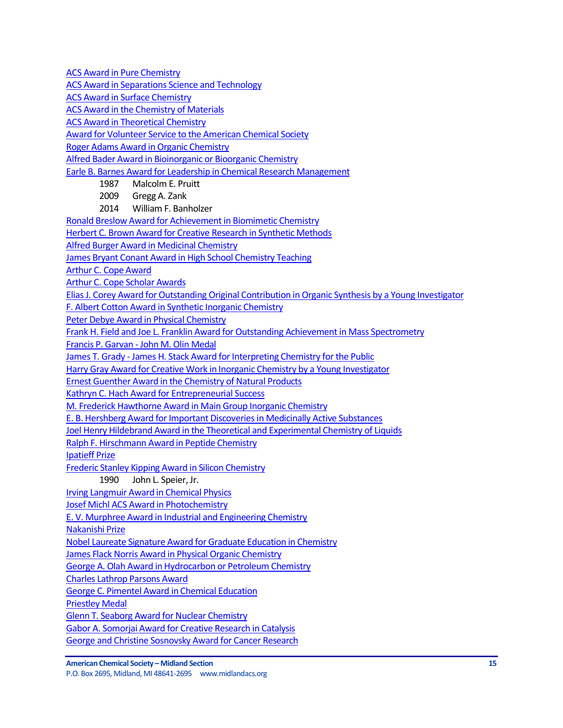ACS Award in Pure Chemistry
ACS Award in Separations Science and Technology
ACS Award in Surface Chemistry
ACS Award in the Chemistry of Materials
ACS Award in Theoretical Chemistry
Award for Volunteer Service to the American Chemical Society
Roger Adams Award in Organic Chemistry
Alfred Bader Award in Bioinorganic or Bioorganic Chemistry
Earle B. Barnes Award for Leadership in Chemical Research Management

| | |
|---|---|
| 1987 | Malcolm E. Pruitt |
| 2009 | Gregg A. Zank |
| 2014 | William F. Banholzer |

Ronald Breslow Award for Achievement in Biomimetic Chemistry
Herbert C. Brown Award for Creative Research in Synthetic Methods
Alfred Burger Award in Medicinal Chemistry
James Bryant Conant Award in High School Chemistry Teaching
Arthur C. Cope Award
Arthur C. Cope Scholar Awards
Elias J. Corey Award for Outstanding Original Contribution in Organic Synthesis by a Young Investigator
F. Albert Cotton Award in Synthetic Inorganic Chemistry
Peter Debye Award in Physical Chemistry
Frank H. Field and Joe L. Franklin Award for Outstanding Achievement in Mass Spectrometry
Francis P. Garvan - John M. Olin Medal
James T. Grady - James H. Stack Award for Interpreting Chemistry for the Public
Harry Gray Award for Creative Work in Inorganic Chemistry by a Young Investigator
Ernest Guenther Award in the Chemistry of Natural Products
Kathryn C. Hach Award for Entrepreneurial Success
M. Frederick Hawthorne Award in Main Group Inorganic Chemistry
E. B. Hershberg Award for Important Discoveries in Medicinally Active Substances
Joel Henry Hildebrand Award in the Theoretical and Experimental Chemistry of Liquids
Ralph F. Hirschmann Award in Peptide Chemistry
Ipatieff Prize
Frederic Stanley Kipping Award in Silicon Chemistry

| | |
|---|---|
| 1990 | John L. Speier, Jr. |

Irving Langmuir Award in Chemical Physics
Josef Michl ACS Award in Photochemistry
E. V. Murphree Award in Industrial and Engineering Chemistry
Nakanishi Prize
Nobel Laureate Signature Award for Graduate Education in Chemistry
James Flack Norris Award in Physical Organic Chemistry
George A. Olah Award in Hydrocarbon or Petroleum Chemistry
Charles Lathrop Parsons Award
George C. Pimentel Award in Chemical Education
Priestley Medal
Glenn T. Seaborg Award for Nuclear Chemistry
Gabor A. Somorjai Award for Creative Research in Catalysis
George and Christine Sosnovsky Award for Cancer Research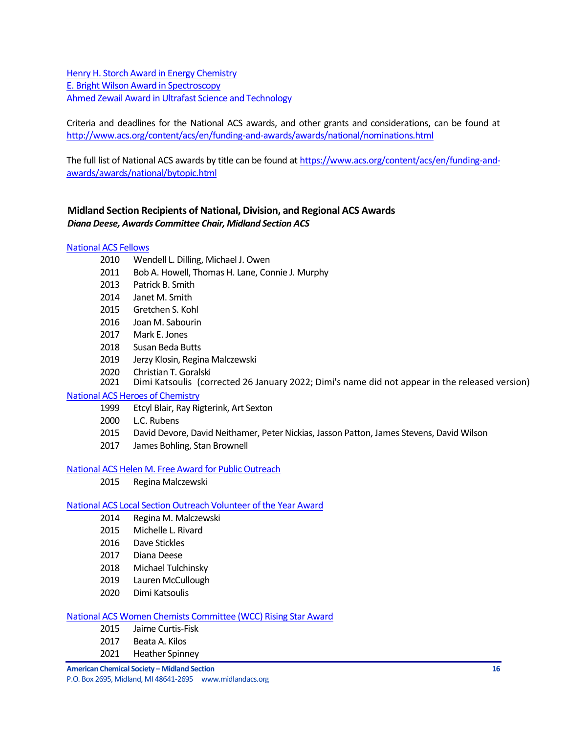[Henry H. Storch Award in Energy Chemistry](#)
[E. Bright Wilson Award in Spectroscopy](#)
[Ahmed Zewail Award in Ultrafast Science and Technology](#)

Criteria and deadlines for the National ACS awards, and other grants and considerations, can be found at http://www.acs.org/content/acs/en/funding-and-awards/awards/national/nominations.html

The full list of National ACS awards by title can be found at https://www.acs.org/content/acs/en/funding-and-awards/awards/national/bytopic.html

## Midland Section Recipients of National, Division, and Regional ACS Awards

***Diana Deese, Awards Committee Chair, Midland Section ACS***

National ACS Fellows

- 2010 Wendell L. Dilling, Michael J. Owen
- 2011 Bob A. Howell, Thomas H. Lane, Connie J. Murphy
- 2013 Patrick B. Smith
- 2014 Janet M. Smith
- 2015 Gretchen S. Kohl
- 2016 Joan M. Sabourin
- 2017 Mark E. Jones
- 2018 Susan Beda Butts
- 2019 Jerzy Klosin, Regina Malczewski
- 2020 Christian T. Goralski
- 2021 Dimi Katsoulis (corrected 26 January 2022; Dimi's name did not appear in the released version)

National ACS Heroes of Chemistry

- 1999 Etcyl Blair, Ray Rigterink, Art Sexton
- 2000 L.C. Rubens
- 2015 David Devore, David Neithamer, Peter Nickias, Jasson Patton, James Stevens, David Wilson
- 2017 James Bohling, Stan Brownell

National ACS Helen M. Free Award for Public Outreach

- 2015 Regina Malczewski

National ACS Local Section Outreach Volunteer of the Year Award

- 2014 Regina M. Malczewski
- 2015 Michelle L. Rivard
- 2016 Dave Stickles
- 2017 Diana Deese
- 2018 Michael Tulchinsky
- 2019 Lauren McCullough
- 2020 Dimi Katsoulis

National ACS Women Chemists Committee (WCC) Rising Star Award

- 2015 Jaime Curtis-Fisk
- 2017 Beata A. Kilos
- 2021 Heather Spinney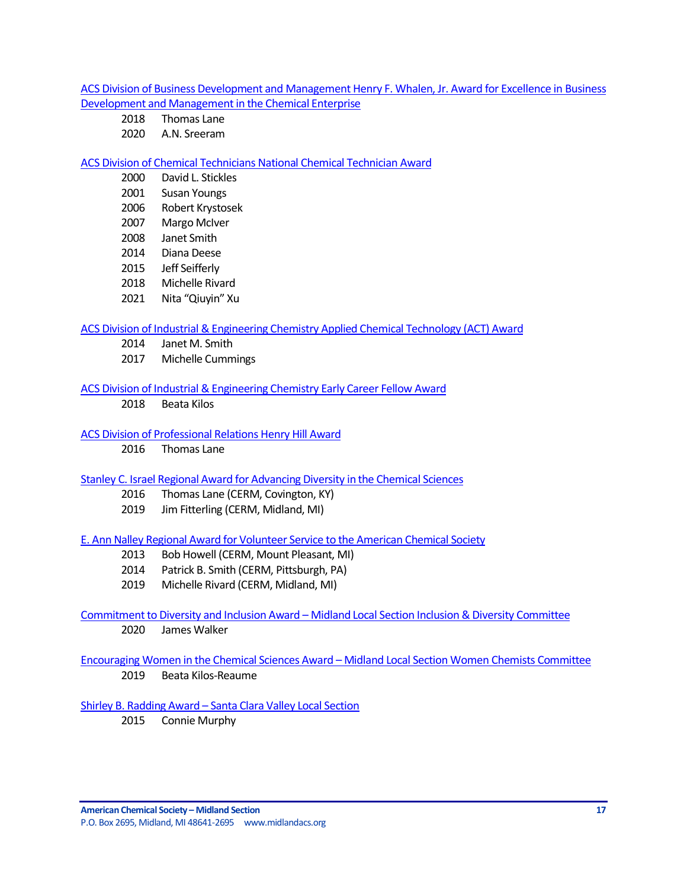ACS Division of Business Development and Management Henry F. Whalen, Jr. Award for Excellence in Business Development and Management in the Chemical Enterprise

- 2018 Thomas Lane
- 2020 A.N. Sreeram

ACS Division of Chemical Technicians National Chemical Technician Award

- 2000 David L. Stickles
- 2001 Susan Youngs
- 2006 Robert Krystosek
- 2007 Margo McIver
- 2008 Janet Smith
- 2014 Diana Deese
- 2015 Jeff Seifferly
- 2018 Michelle Rivard
- 2021 Nita “Qiuyin” Xu

ACS Division of Industrial & Engineering Chemistry Applied Chemical Technology (ACT) Award

- 2014 Janet M. Smith
- 2017 Michelle Cummings

ACS Division of Industrial & Engineering Chemistry Early Career Fellow Award

- 2018 Beata Kilos

ACS Division of Professional Relations Henry Hill Award

- 2016 Thomas Lane

Stanley C. Israel Regional Award for Advancing Diversity in the Chemical Sciences

- 2016 Thomas Lane (CERM, Covington, KY)
- 2019 Jim Fitterling (CERM, Midland, MI)

E. Ann Nalley Regional Award for Volunteer Service to the American Chemical Society

- 2013 Bob Howell (CERM, Mount Pleasant, MI)
- 2014 Patrick B. Smith (CERM, Pittsburgh, PA)
- 2019 Michelle Rivard (CERM, Midland, MI)

Commitment to Diversity and Inclusion Award – Midland Local Section Inclusion & Diversity Committee

- 2020 James Walker

Encouraging Women in the Chemical Sciences Award – Midland Local Section Women Chemists Committee

- 2019 Beata Kilos-Reaume

Shirley B. Radding Award – Santa Clara Valley Local Section

- 2015 Connie Murphy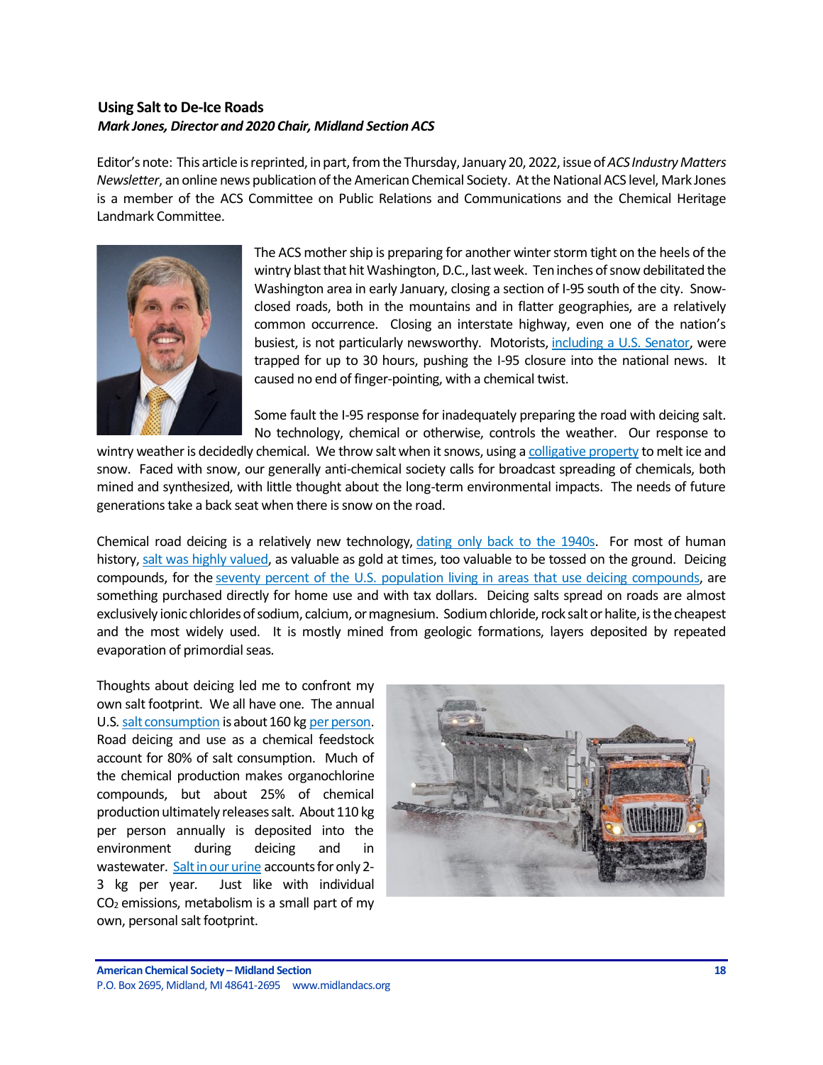**Using Salt to De-Ice Roads**
***Mark Jones, Director and 2020 Chair, Midland Section ACS***

Editor's note: This article is reprinted, in part, from the Thursday, January 20, 2022, issue of *ACS Industry Matters Newsletter*, an online news publication of the American Chemical Society. At the National ACS level, Mark Jones is a member of the ACS Committee on Public Relations and Communications and the Chemical Heritage Landmark Committee.

The ACS mother ship is preparing for another winter storm tight on the heels of the wintry blast that hit Washington, D.C., last week. Ten inches of snow debilitated the Washington area in early January, closing a section of I-95 south of the city. Snow-closed roads, both in the mountains and in flatter geographies, are a relatively common occurrence. Closing an interstate highway, even one of the nation's busiest, is not particularly newsworthy. Motorists, including a U.S. Senator, were trapped for up to 30 hours, pushing the I-95 closure into the national news. It caused no end of finger-pointing, with a chemical twist.

Some fault the I-95 response for inadequately preparing the road with deicing salt. No technology, chemical or otherwise, controls the weather. Our response to wintry weather is decidedly chemical. We throw salt when it snows, using a colligative property to melt ice and snow. Faced with snow, our generally anti-chemical society calls for broadcast spreading of chemicals, both mined and synthesized, with little thought about the long-term environmental impacts. The needs of future generations take a back seat when there is snow on the road.

Chemical road deicing is a relatively new technology, dating only back to the 1940s. For most of human history, salt was highly valued, as valuable as gold at times, too valuable to be tossed on the ground. Deicing compounds, for the seventy percent of the U.S. population living in areas that use deicing compounds, are something purchased directly for home use and with tax dollars. Deicing salts spread on roads are almost exclusively ionic chlorides of sodium, calcium, or magnesium. Sodium chloride, rock salt or halite, is the cheapest and the most widely used. It is mostly mined from geologic formations, layers deposited by repeated evaporation of primordial seas.

Thoughts about deicing led me to confront my own salt footprint. We all have one. The annual U.S. salt consumption is about 160 kg per person. Road deicing and use as a chemical feedstock account for 80% of salt consumption. Much of the chemical production makes organochlorine compounds, but about 25% of chemical production ultimately releases salt. About 110 kg per person annually is deposited into the environment during deicing and in wastewater. Salt in our urine accounts for only 2-3 kg per year. Just like with individual $CO_2$ emissions, metabolism is a small part of my own, personal salt footprint.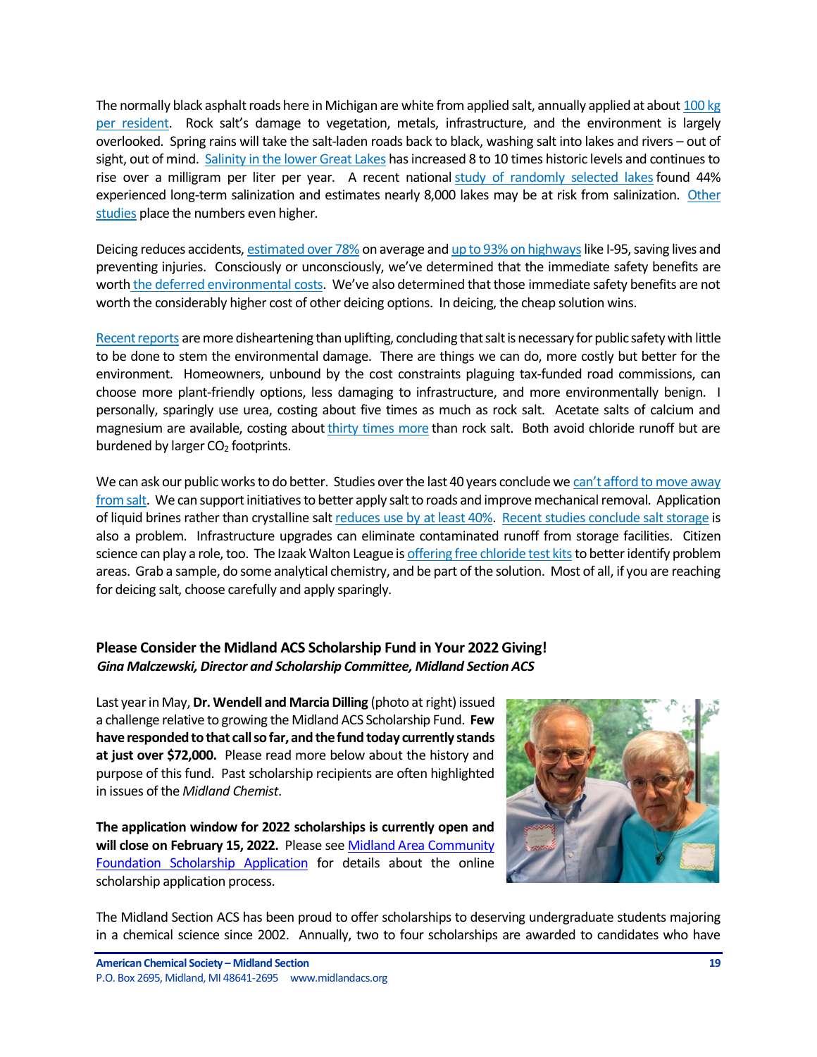The normally black asphalt roads here in Michigan are white from applied salt, annually applied at about 100 kg per resident. Rock salt's damage to vegetation, metals, infrastructure, and the environment is largely overlooked. Spring rains will take the salt-laden roads back to black, washing salt into lakes and rivers – out of sight, out of mind. Salinity in the lower Great Lakes has increased 8 to 10 times historic levels and continues to rise over a milligram per liter per year. A recent national study of randomly selected lakes found 44% experienced long-term salinization and estimates nearly 8,000 lakes may be at risk from salinization. Other studies place the numbers even higher.

Deicing reduces accidents, estimated over 78% on average and up to 93% on highways like I-95, saving lives and preventing injuries. Consciously or unconsciously, we've determined that the immediate safety benefits are worth the deferred environmental costs. We've also determined that those immediate safety benefits are not worth the considerably higher cost of other deicing options. In deicing, the cheap solution wins.

Recent reports are more disheartening than uplifting, concluding that salt is necessary for public safety with little to be done to stem the environmental damage. There are things we can do, more costly but better for the environment. Homeowners, unbound by the cost constraints plaguing tax-funded road commissions, can choose more plant-friendly options, less damaging to infrastructure, and more environmentally benign. I personally, sparingly use urea, costing about five times as much as rock salt. Acetate salts of calcium and magnesium are available, costing about thirty times more than rock salt. Both avoid chloride runoff but are burdened by larger $CO_2$ footprints.

We can ask our public works to do better. Studies over the last 40 years conclude we can't afford to move away from salt. We can support initiatives to better apply salt to roads and improve mechanical removal. Application of liquid brines rather than crystalline salt reduces use by at least 40%. Recent studies conclude salt storage is also a problem. Infrastructure upgrades can eliminate contaminated runoff from storage facilities. Citizen science can play a role, too. The Izaak Walton League is offering free chloride test kits to better identify problem areas. Grab a sample, do some analytical chemistry, and be part of the solution. Most of all, if you are reaching for deicing salt, choose carefully and apply sparingly.

### Please Consider the Midland ACS Scholarship Fund in Your 2022 Giving!

***Gina Malczewski, Director and Scholarship Committee, Midland Section ACS***

Last year in May, **Dr. Wendell and Marcia Dilling** (photo at right) issued a challenge relative to growing the Midland ACS Scholarship Fund. **Few have responded to that call so far, and the fund today currently stands at just over $72,000.** Please read more below about the history and purpose of this fund. Past scholarship recipients are often highlighted in issues of the *Midland Chemist*.

**The application window for 2022 scholarships is currently open and will close on February 15, 2022.** Please see Midland Area Community Foundation Scholarship Application for details about the online scholarship application process.

The Midland Section ACS has been proud to offer scholarships to deserving undergraduate students majoring in a chemical science since 2002. Annually, two to four scholarships are awarded to candidates who have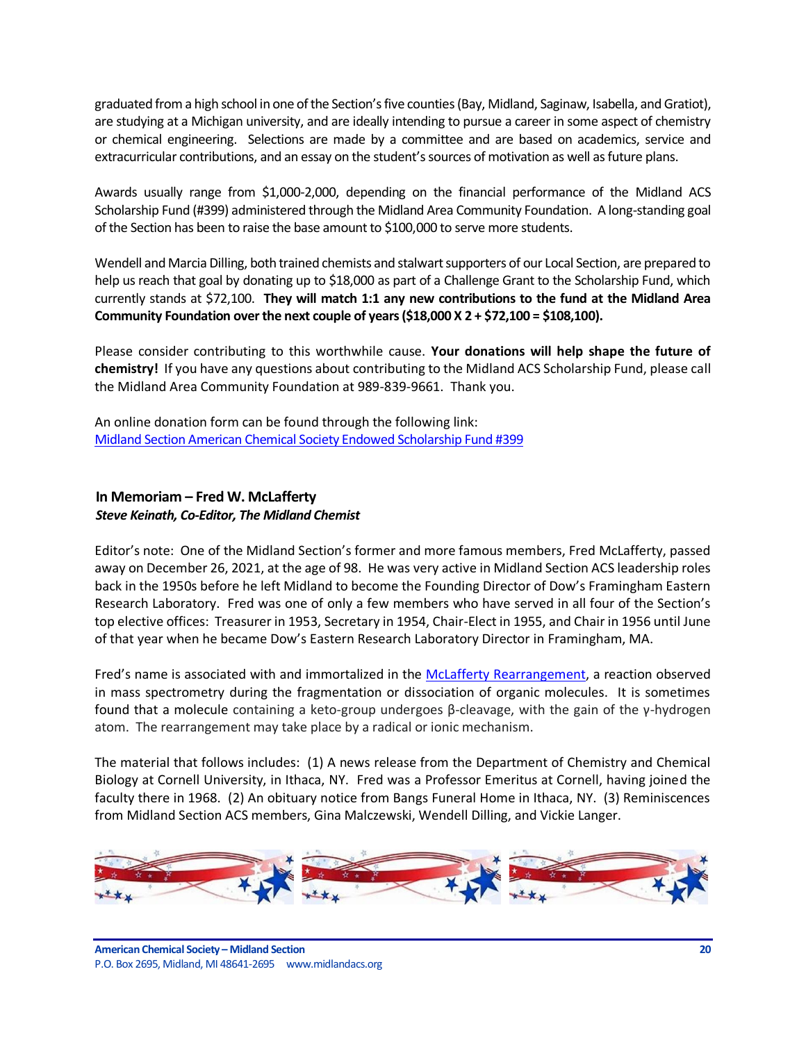graduated from a high school in one of the Section's five counties (Bay, Midland, Saginaw, Isabella, and Gratiot), are studying at a Michigan university, and are ideally intending to pursue a career in some aspect of chemistry or chemical engineering. Selections are made by a committee and are based on academics, service and extracurricular contributions, and an essay on the student's sources of motivation as well as future plans.

Awards usually range from $1,000-2,000, depending on the financial performance of the Midland ACS Scholarship Fund (#399) administered through the Midland Area Community Foundation. A long-standing goal of the Section has been to raise the base amount to $100,000 to serve more students.

Wendell and Marcia Dilling, both trained chemists and stalwart supporters of our Local Section, are prepared to help us reach that goal by donating up to $18,000 as part of a Challenge Grant to the Scholarship Fund, which currently stands at $72,100. **They will match 1:1 any new contributions to the fund at the Midland Area Community Foundation over the next couple of years ($18,000 X 2 + $72,100 = $108,100).**

Please consider contributing to this worthwhile cause. **Your donations will help shape the future of chemistry!** If you have any questions about contributing to the Midland ACS Scholarship Fund, please call the Midland Area Community Foundation at 989-839-9661. Thank you.

An online donation form can be found through the following link:
Midland Section American Chemical Society Endowed Scholarship Fund #399

## In Memoriam – Fred W. McLafferty

***Steve Keinath, Co-Editor, The Midland Chemist***

Editor's note: One of the Midland Section's former and more famous members, Fred McLafferty, passed away on December 26, 2021, at the age of 98. He was very active in Midland Section ACS leadership roles back in the 1950s before he left Midland to become the Founding Director of Dow's Framingham Eastern Research Laboratory. Fred was one of only a few members who have served in all four of the Section's top elective offices: Treasurer in 1953, Secretary in 1954, Chair-Elect in 1955, and Chair in 1956 until June of that year when he became Dow's Eastern Research Laboratory Director in Framingham, MA.

Fred's name is associated with and immortalized in the McLafferty Rearrangement, a reaction observed in mass spectrometry during the fragmentation or dissociation of organic molecules. It is sometimes found that a molecule containing a keto-group undergoes β-cleavage, with the gain of the γ-hydrogen atom. The rearrangement may take place by a radical or ionic mechanism.

The material that follows includes: (1) A news release from the Department of Chemistry and Chemical Biology at Cornell University, in Ithaca, NY. Fred was a Professor Emeritus at Cornell, having joined the faculty there in 1968. (2) An obituary notice from Bangs Funeral Home in Ithaca, NY. (3) Reminiscences from Midland Section ACS members, Gina Malczewski, Wendell Dilling, and Vickie Langer.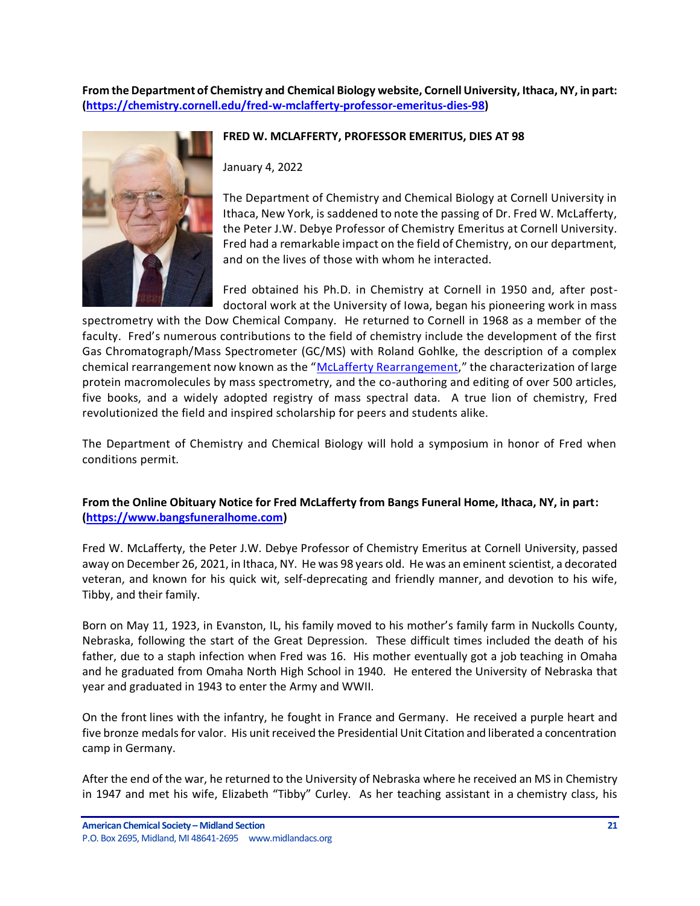**From the Department of Chemistry and Chemical Biology website, Cornell University, Ithaca, NY, in part: (https://chemistry.cornell.edu/fred-w-mclafferty-professor-emeritus-dies-98)**

**FRED W. MCLAFFERTY, PROFESSOR EMERITUS, DIES AT 98**

January 4, 2022

The Department of Chemistry and Chemical Biology at Cornell University in Ithaca, New York, is saddened to note the passing of Dr. Fred W. McLafferty, the Peter J.W. Debye Professor of Chemistry Emeritus at Cornell University. Fred had a remarkable impact on the field of Chemistry, on our department, and on the lives of those with whom he interacted.

Fred obtained his Ph.D. in Chemistry at Cornell in 1950 and, after post-doctoral work at the University of Iowa, began his pioneering work in mass spectrometry with the Dow Chemical Company. He returned to Cornell in 1968 as a member of the faculty. Fred's numerous contributions to the field of chemistry include the development of the first Gas Chromatograph/Mass Spectrometer (GC/MS) with Roland Gohlke, the description of a complex chemical rearrangement now known as the "McLafferty Rearrangement," the characterization of large protein macromolecules by mass spectrometry, and the co-authoring and editing of over 500 articles, five books, and a widely adopted registry of mass spectral data. A true lion of chemistry, Fred revolutionized the field and inspired scholarship for peers and students alike.

The Department of Chemistry and Chemical Biology will hold a symposium in honor of Fred when conditions permit.

**From the Online Obituary Notice for Fred McLafferty from Bangs Funeral Home, Ithaca, NY, in part: (https://www.bangsfuneralhome.com)**

Fred W. McLafferty, the Peter J.W. Debye Professor of Chemistry Emeritus at Cornell University, passed away on December 26, 2021, in Ithaca, NY. He was 98 years old. He was an eminent scientist, a decorated veteran, and known for his quick wit, self-deprecating and friendly manner, and devotion to his wife, Tibby, and their family.

Born on May 11, 1923, in Evanston, IL, his family moved to his mother's family farm in Nuckolls County, Nebraska, following the start of the Great Depression. These difficult times included the death of his father, due to a staph infection when Fred was 16. His mother eventually got a job teaching in Omaha and he graduated from Omaha North High School in 1940. He entered the University of Nebraska that year and graduated in 1943 to enter the Army and WWII.

On the front lines with the infantry, he fought in France and Germany. He received a purple heart and five bronze medals for valor. His unit received the Presidential Unit Citation and liberated a concentration camp in Germany.

After the end of the war, he returned to the University of Nebraska where he received an MS in Chemistry in 1947 and met his wife, Elizabeth "Tibby" Curley. As her teaching assistant in a chemistry class, his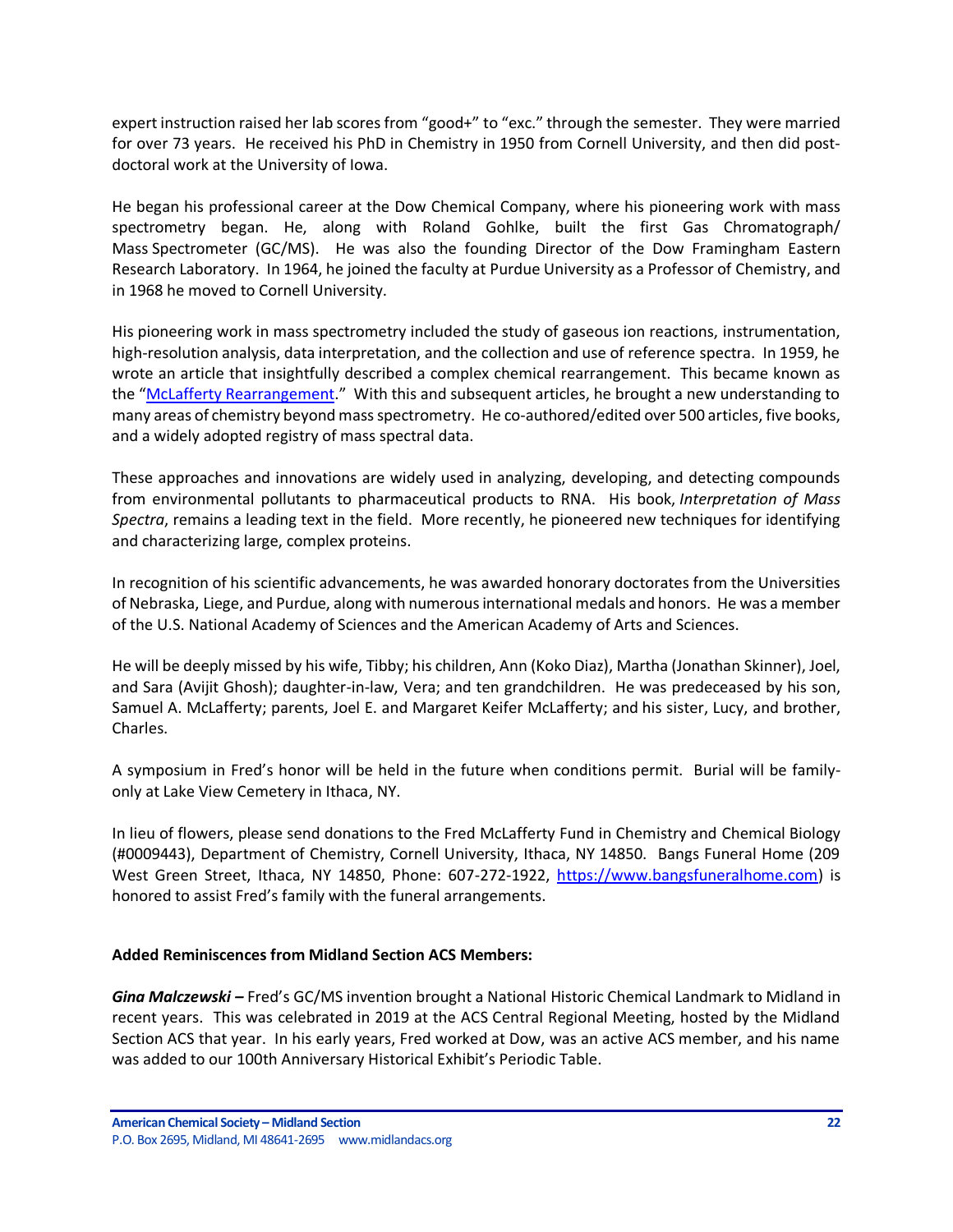expert instruction raised her lab scores from "good+" to "exc." through the semester. They were married for over 73 years. He received his PhD in Chemistry in 1950 from Cornell University, and then did post-doctoral work at the University of Iowa.

He began his professional career at the Dow Chemical Company, where his pioneering work with mass spectrometry began. He, along with Roland Gohlke, built the first Gas Chromatograph/ Mass Spectrometer (GC/MS). He was also the founding Director of the Dow Framingham Eastern Research Laboratory. In 1964, he joined the faculty at Purdue University as a Professor of Chemistry, and in 1968 he moved to Cornell University.

His pioneering work in mass spectrometry included the study of gaseous ion reactions, instrumentation, high-resolution analysis, data interpretation, and the collection and use of reference spectra. In 1959, he wrote an article that insightfully described a complex chemical rearrangement. This became known as the "[McLafferty Rearrangement](McLafferty Rearrangement)." With this and subsequent articles, he brought a new understanding to many areas of chemistry beyond mass spectrometry. He co-authored/edited over 500 articles, five books, and a widely adopted registry of mass spectral data.

These approaches and innovations are widely used in analyzing, developing, and detecting compounds from environmental pollutants to pharmaceutical products to RNA. His book, *Interpretation of Mass Spectra*, remains a leading text in the field. More recently, he pioneered new techniques for identifying and characterizing large, complex proteins.

In recognition of his scientific advancements, he was awarded honorary doctorates from the Universities of Nebraska, Liege, and Purdue, along with numerous international medals and honors. He was a member of the U.S. National Academy of Sciences and the American Academy of Arts and Sciences.

He will be deeply missed by his wife, Tibby; his children, Ann (Koko Diaz), Martha (Jonathan Skinner), Joel, and Sara (Avijit Ghosh); daughter-in-law, Vera; and ten grandchildren. He was predeceased by his son, Samuel A. McLafferty; parents, Joel E. and Margaret Keifer McLafferty; and his sister, Lucy, and brother, Charles.

A symposium in Fred's honor will be held in the future when conditions permit. Burial will be family-only at Lake View Cemetery in Ithaca, NY.

In lieu of flowers, please send donations to the Fred McLafferty Fund in Chemistry and Chemical Biology (#0009443), Department of Chemistry, Cornell University, Ithaca, NY 14850. Bangs Funeral Home (209 West Green Street, Ithaca, NY 14850, Phone: 607-272-1922, https://www.bangsfuneralhome.com) is honored to assist Fred's family with the funeral arrangements.

**Added Reminiscences from Midland Section ACS Members:**

***Gina Malczewski –*** Fred's GC/MS invention brought a National Historic Chemical Landmark to Midland in recent years. This was celebrated in 2019 at the ACS Central Regional Meeting, hosted by the Midland Section ACS that year. In his early years, Fred worked at Dow, was an active ACS member, and his name was added to our 100th Anniversary Historical Exhibit's Periodic Table.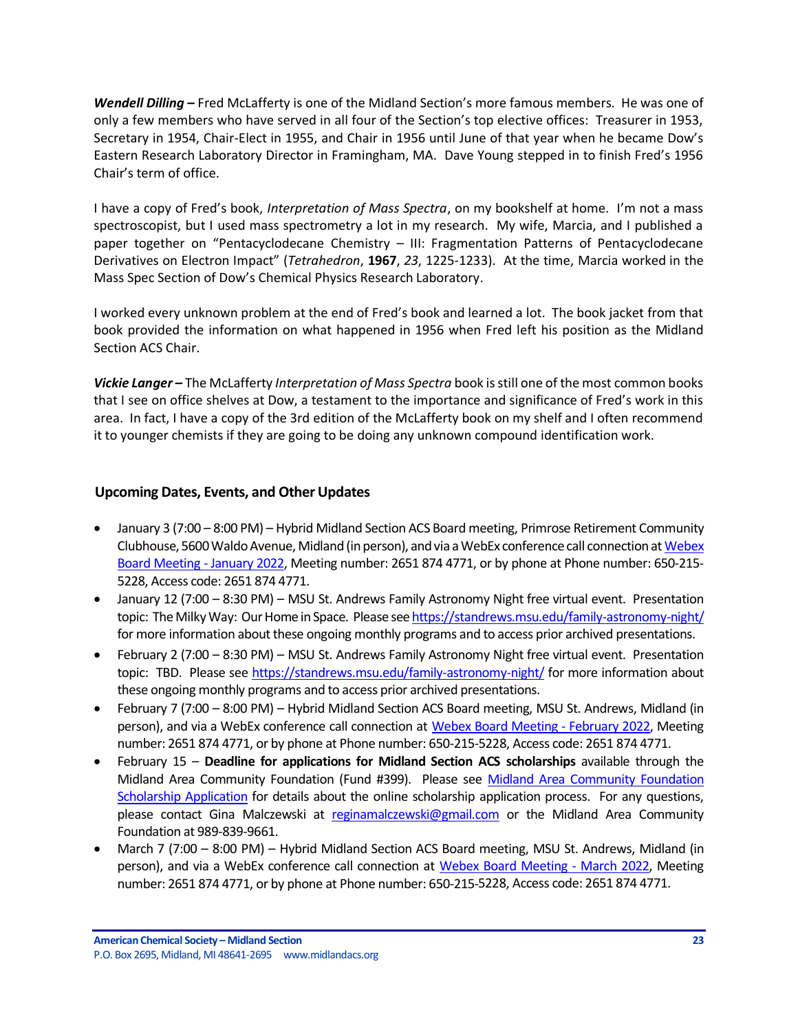***Wendell Dilling –*** Fred McLafferty is one of the Midland Section's more famous members. He was one of only a few members who have served in all four of the Section's top elective offices: Treasurer in 1953, Secretary in 1954, Chair-Elect in 1955, and Chair in 1956 until June of that year when he became Dow's Eastern Research Laboratory Director in Framingham, MA. Dave Young stepped in to finish Fred's 1956 Chair's term of office.

I have a copy of Fred's book, *Interpretation of Mass Spectra*, on my bookshelf at home. I'm not a mass spectroscopist, but I used mass spectrometry a lot in my research. My wife, Marcia, and I published a paper together on "Pentacyclodecane Chemistry – III: Fragmentation Patterns of Pentacyclodecane Derivatives on Electron Impact" (*Tetrahedron*, **1967**, *23*, 1225-1233). At the time, Marcia worked in the Mass Spec Section of Dow's Chemical Physics Research Laboratory.

I worked every unknown problem at the end of Fred's book and learned a lot. The book jacket from that book provided the information on what happened in 1956 when Fred left his position as the Midland Section ACS Chair.

***Vickie Langer –*** The McLafferty *Interpretation of Mass Spectra* book is still one of the most common books that I see on office shelves at Dow, a testament to the importance and significance of Fred's work in this area. In fact, I have a copy of the 3rd edition of the McLafferty book on my shelf and I often recommend it to younger chemists if they are going to be doing any unknown compound identification work.

## Upcoming Dates, Events, and Other Updates

- January 3 (7:00 – 8:00 PM) – Hybrid Midland Section ACS Board meeting, Primrose Retirement Community Clubhouse, 5600 Waldo Avenue, Midland (in person), and via a WebEx conference call connection at Webex Board Meeting - January 2022, Meeting number: 2651 874 4771, or by phone at Phone number: 650-215-5228, Access code: 2651 874 4771.
- January 12 (7:00 – 8:30 PM) – MSU St. Andrews Family Astronomy Night free virtual event. Presentation topic: The Milky Way: Our Home in Space. Please see https://standrews.msu.edu/family-astronomy-night/ for more information about these ongoing monthly programs and to access prior archived presentations.
- February 2 (7:00 – 8:30 PM) – MSU St. Andrews Family Astronomy Night free virtual event. Presentation topic: TBD. Please see https://standrews.msu.edu/family-astronomy-night/ for more information about these ongoing monthly programs and to access prior archived presentations.
- February 7 (7:00 – 8:00 PM) – Hybrid Midland Section ACS Board meeting, MSU St. Andrews, Midland (in person), and via a WebEx conference call connection at Webex Board Meeting - February 2022, Meeting number: 2651 874 4771, or by phone at Phone number: 650-215-5228, Access code: 2651 874 4771.
- February 15 – **Deadline for applications for Midland Section ACS scholarships** available through the Midland Area Community Foundation (Fund #399). Please see Midland Area Community Foundation Scholarship Application for details about the online scholarship application process. For any questions, please contact Gina Malczewski at reginamalczewski@gmail.com or the Midland Area Community Foundation at 989-839-9661.
- March 7 (7:00 – 8:00 PM) – Hybrid Midland Section ACS Board meeting, MSU St. Andrews, Midland (in person), and via a WebEx conference call connection at Webex Board Meeting - March 2022, Meeting number: 2651 874 4771, or by phone at Phone number: 650-215-5228, Access code: 2651 874 4771.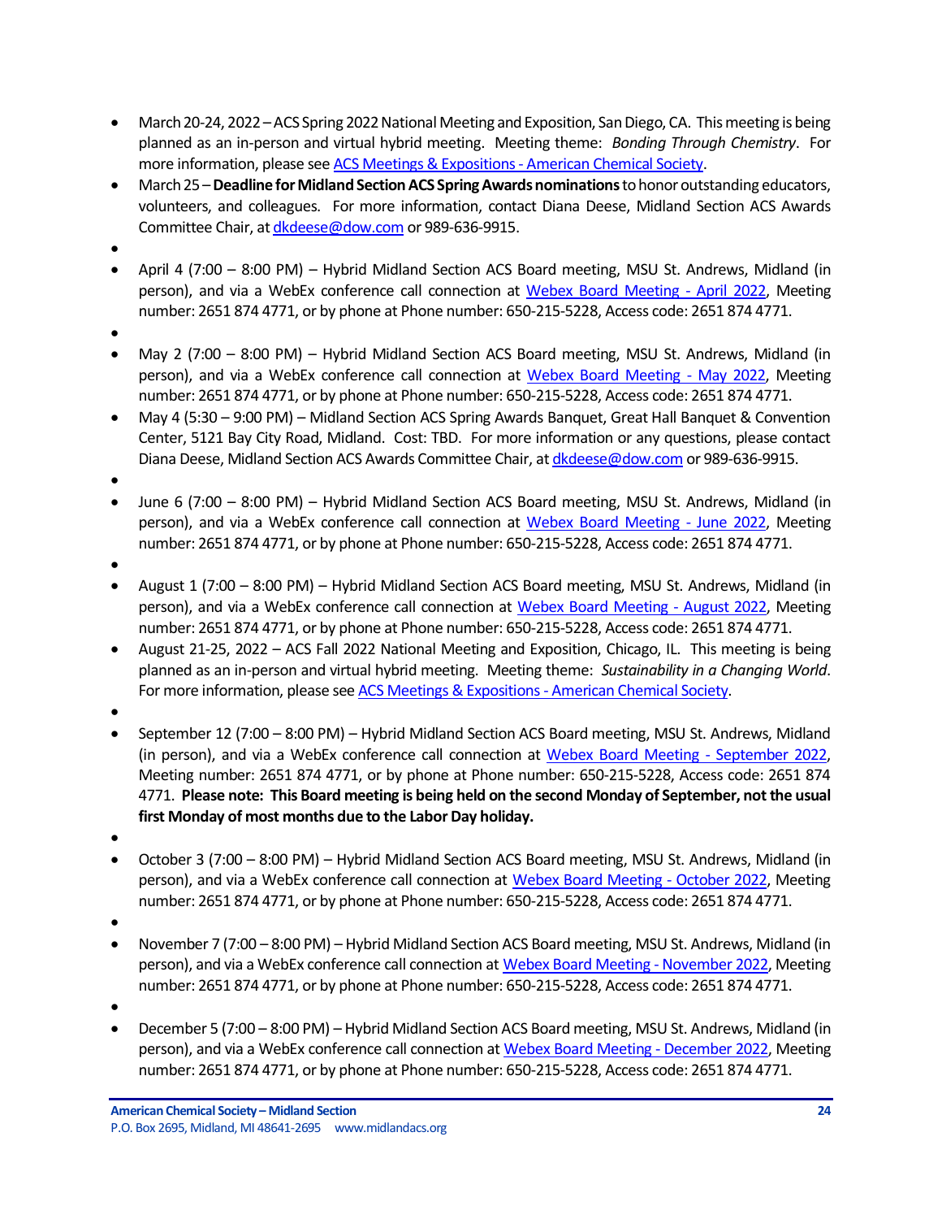- March 20-24, 2022 – ACS Spring 2022 National Meeting and Exposition, San Diego, CA. This meeting is being planned as an in-person and virtual hybrid meeting. Meeting theme: *Bonding Through Chemistry*. For more information, please see ACS Meetings & Expositions - American Chemical Society.
- March 25 – **Deadline for Midland Section ACS Spring Awards nominations** to honor outstanding educators, volunteers, and colleagues. For more information, contact Diana Deese, Midland Section ACS Awards Committee Chair, at dkdeese@dow.com or 989-636-9915.
- April 4 (7:00 – 8:00 PM) – Hybrid Midland Section ACS Board meeting, MSU St. Andrews, Midland (in person), and via a WebEx conference call connection at Webex Board Meeting - April 2022, Meeting number: 2651 874 4771, or by phone at Phone number: 650-215-5228, Access code: 2651 874 4771.
- May 2 (7:00 – 8:00 PM) – Hybrid Midland Section ACS Board meeting, MSU St. Andrews, Midland (in person), and via a WebEx conference call connection at Webex Board Meeting - May 2022, Meeting number: 2651 874 4771, or by phone at Phone number: 650-215-5228, Access code: 2651 874 4771.
- May 4 (5:30 – 9:00 PM) – Midland Section ACS Spring Awards Banquet, Great Hall Banquet & Convention Center, 5121 Bay City Road, Midland. Cost: TBD. For more information or any questions, please contact Diana Deese, Midland Section ACS Awards Committee Chair, at dkdeese@dow.com or 989-636-9915.
- June 6 (7:00 – 8:00 PM) – Hybrid Midland Section ACS Board meeting, MSU St. Andrews, Midland (in person), and via a WebEx conference call connection at Webex Board Meeting - June 2022, Meeting number: 2651 874 4771, or by phone at Phone number: 650-215-5228, Access code: 2651 874 4771.
- August 1 (7:00 – 8:00 PM) – Hybrid Midland Section ACS Board meeting, MSU St. Andrews, Midland (in person), and via a WebEx conference call connection at Webex Board Meeting - August 2022, Meeting number: 2651 874 4771, or by phone at Phone number: 650-215-5228, Access code: 2651 874 4771.
- August 21-25, 2022 – ACS Fall 2022 National Meeting and Exposition, Chicago, IL. This meeting is being planned as an in-person and virtual hybrid meeting. Meeting theme: *Sustainability in a Changing World*. For more information, please see ACS Meetings & Expositions - American Chemical Society.
- September 12 (7:00 – 8:00 PM) – Hybrid Midland Section ACS Board meeting, MSU St. Andrews, Midland (in person), and via a WebEx conference call connection at Webex Board Meeting - September 2022, Meeting number: 2651 874 4771, or by phone at Phone number: 650-215-5228, Access code: 2651 874 4771. **Please note: This Board meeting is being held on the second Monday of September, not the usual first Monday of most months due to the Labor Day holiday.**
- October 3 (7:00 – 8:00 PM) – Hybrid Midland Section ACS Board meeting, MSU St. Andrews, Midland (in person), and via a WebEx conference call connection at Webex Board Meeting - October 2022, Meeting number: 2651 874 4771, or by phone at Phone number: 650-215-5228, Access code: 2651 874 4771.
- November 7 (7:00 – 8:00 PM) – Hybrid Midland Section ACS Board meeting, MSU St. Andrews, Midland (in person), and via a WebEx conference call connection at Webex Board Meeting - November 2022, Meeting number: 2651 874 4771, or by phone at Phone number: 650-215-5228, Access code: 2651 874 4771.
- December 5 (7:00 – 8:00 PM) – Hybrid Midland Section ACS Board meeting, MSU St. Andrews, Midland (in person), and via a WebEx conference call connection at Webex Board Meeting - December 2022, Meeting number: 2651 874 4771, or by phone at Phone number: 650-215-5228, Access code: 2651 874 4771.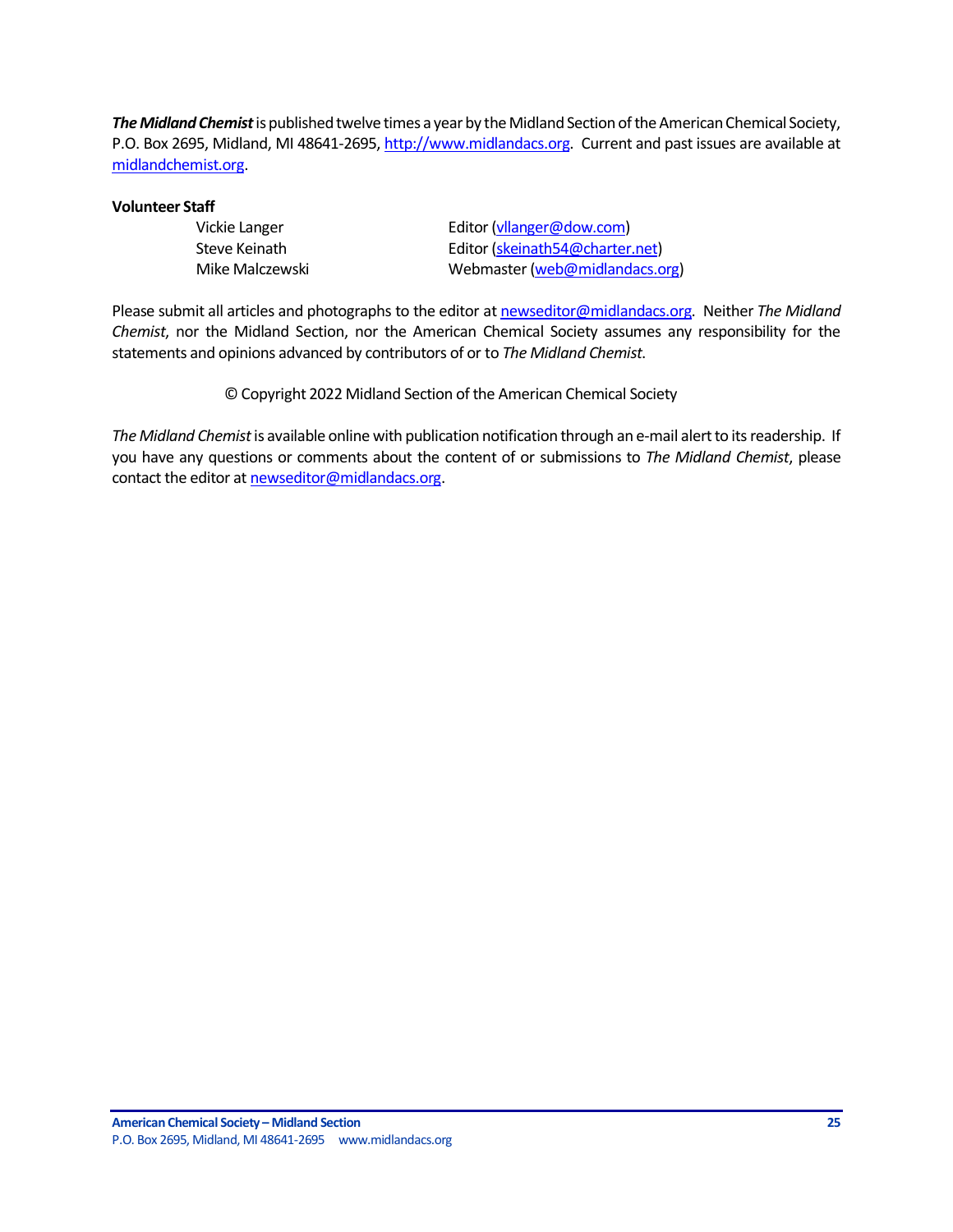***The Midland Chemist*** is published twelve times a year by the Midland Section of the American Chemical Society, P.O. Box 2695, Midland, MI 48641-2695, http://www.midlandacs.org. Current and past issues are available at midlandchemist.org.

**Volunteer Staff**

| | |
|---|---|
| Vickie Langer | Editor (vllanger@dow.com) |
| Steve Keinath | Editor (skeinath54@charter.net) |
| Mike Malczewski | Webmaster (web@midlandacs.org) |

Please submit all articles and photographs to the editor at newseditor@midlandacs.org. Neither *The Midland Chemist*, nor the Midland Section, nor the American Chemical Society assumes any responsibility for the statements and opinions advanced by contributors of or to *The Midland Chemist*.

© Copyright 2022 Midland Section of the American Chemical Society

*The Midland Chemist* is available online with publication notification through an e-mail alert to its readership. If you have any questions or comments about the content of or submissions to *The Midland Chemist*, please contact the editor at newseditor@midlandacs.org.